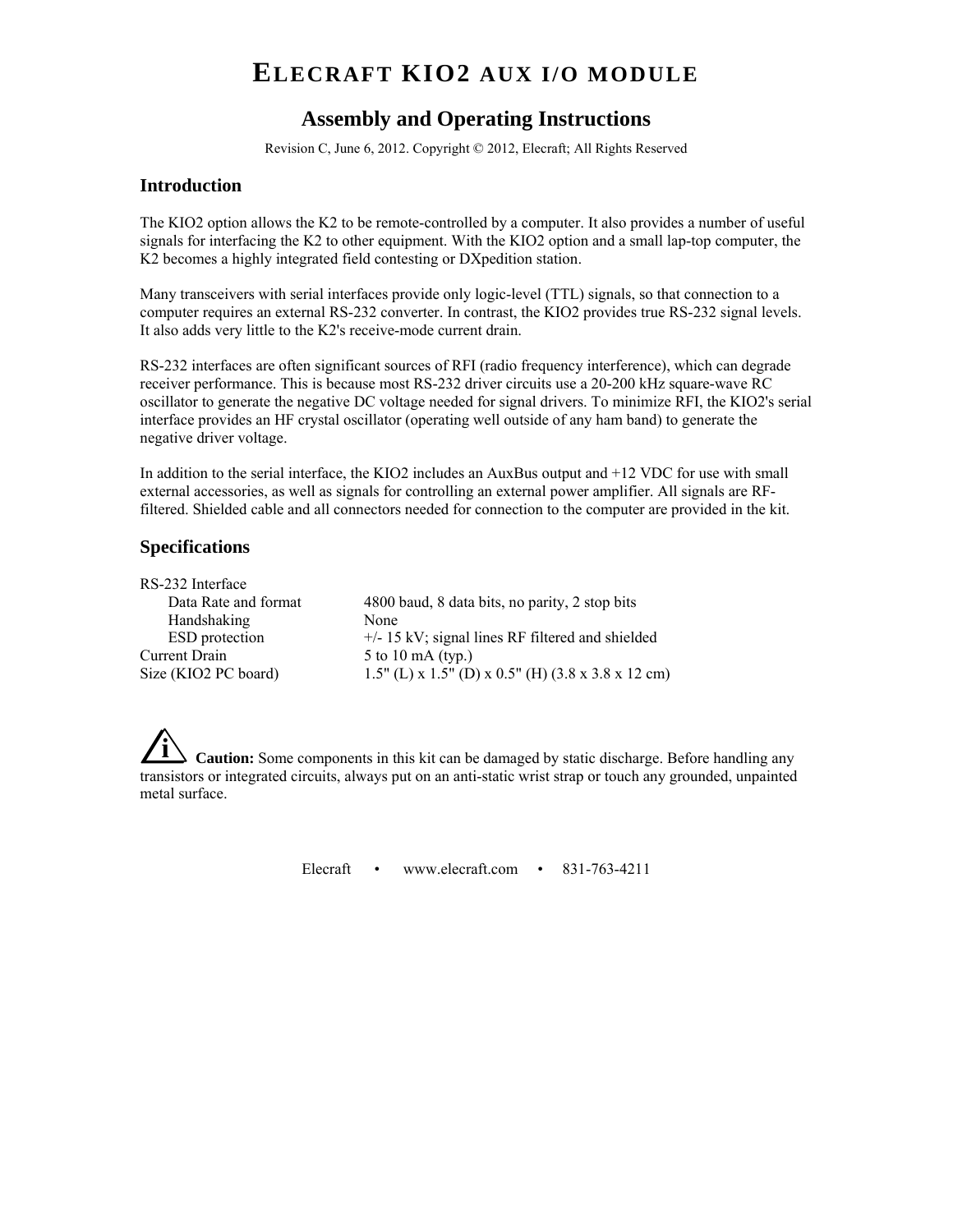# ELECRAFT KIO2 AUX I/O MODULE

## Assembly and Operating Instructions

Revision C, June 6, 2012. Copyright © 2012, Elecraft; All Rights Reserved

### Introduction

The KIO2 option allows the K2 to be remote-controlled by a computer. It also provides a number of useful signals for interfacing the K2 to other equipment. With the KIO2 option and a small lap-top computer, the K2 becomes a highly integrated field contesting or DXpedition station.

Many transceivers with serial interfaces provide only logic-level (TTL) signals, so that connection to a computer requires an external RS-232 converter. In contrast, the KIO2 provides true RS-232 signal levels. It also adds very little to the K2's receive-mode current drain.

RS-232 interfaces are often significant sources of RFI (radio frequency interference), which can degrade receiver performance. This is because most RS-232 driver circuits use a 20-200 kHz square-wave RC oscillator to generate the negative DC voltage needed for signal drivers. To minimize RFI, the KIO2's serial interface provides an HF crystal oscillator (operating well outside of any ham band) to generate the negative driver voltage.

In addition to the serial interface, the KIO2 includes an AuxBus output and +12 VDC for use with small external accessories, as well as signals for controlling an external power amplifier. All signals are RF-filtered. Shielded cable and all connectors needed for connection to the computer are provided in the kit.

### Specifications

| | |
|---|---|
| RS-232 Interface | |
| Data Rate and format | 4800 baud, 8 data bits, no parity, 2 stop bits |
| Handshaking | None |
| ESD protection | +/- 15 kV; signal lines RF filtered and shielded |
| Current Drain | 5 to 10 mA (typ.) |
| Size (KIO2 PC board) | 1.5" (L) x 1.5" (D) x 0.5" (H) (3.8 x 3.8 x 12 cm) |

**Caution:** Some components in this kit can be damaged by static discharge. Before handling any transistors or integrated circuits, always put on an anti-static wrist strap or touch any grounded, unpainted metal surface.

Elecraft • www.elecraft.com • 831-763-4211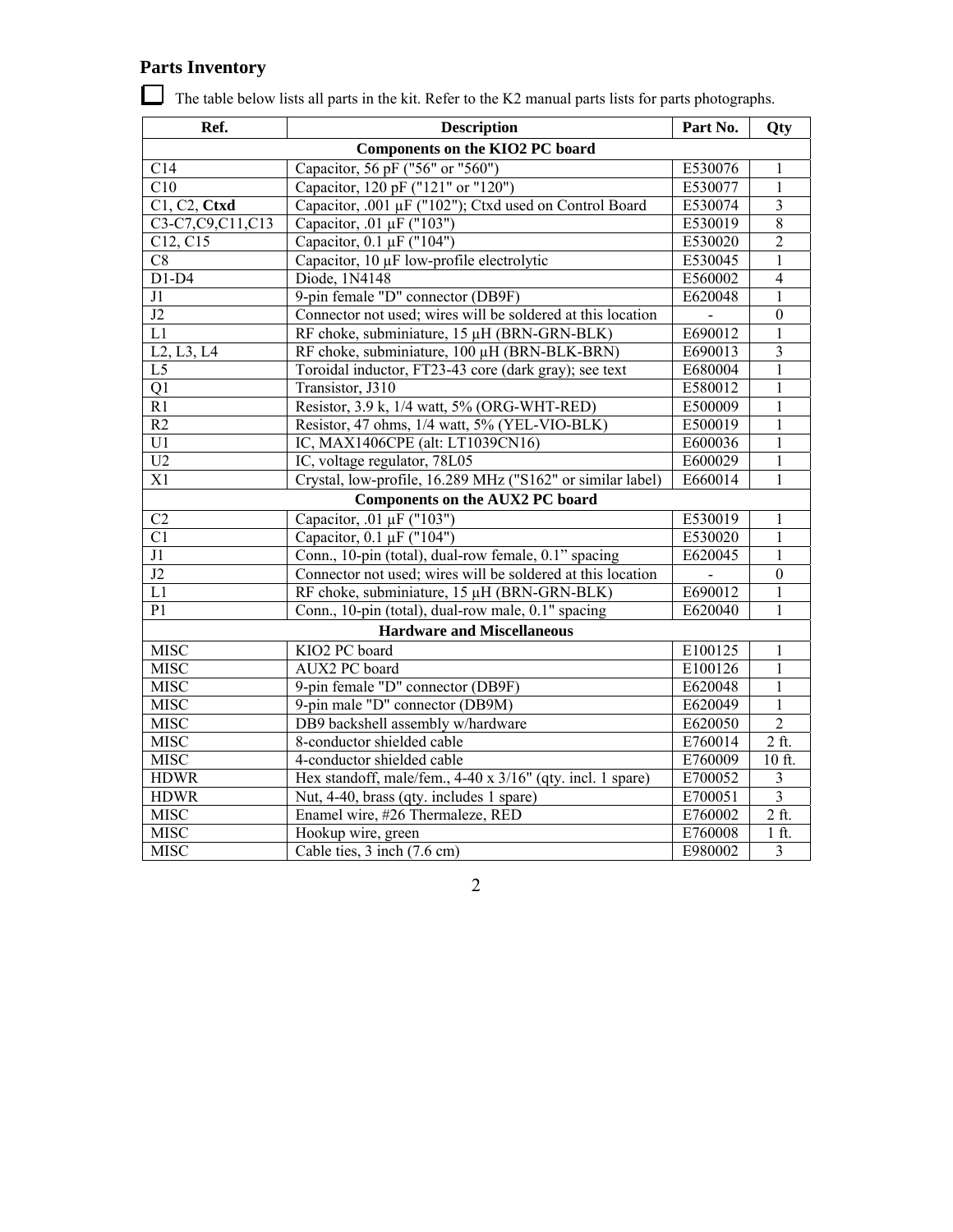## Parts Inventory

☐ The table below lists all parts in the kit. Refer to the K2 manual parts lists for parts photographs.

| Ref. | Description | Part No. | Qty |
|---|---|---|---|
| **Components on the KIO2 PC board** | | | |
| C14 | Capacitor, 56 pF ("56" or "560") | E530076 | 1 |
| C10 | Capacitor, 120 pF ("121" or "120") | E530077 | 1 |
| C1, C2, **Ctxd** | Capacitor, .001 µF ("102"); Ctxd used on Control Board | E530074 | 3 |
| C3-C7,C9,C11,C13 | Capacitor, .01 µF ("103") | E530019 | 8 |
| C12, C15 | Capacitor, 0.1 µF ("104") | E530020 | 2 |
| C8 | Capacitor, 10 µF low-profile electrolytic | E530045 | 1 |
| D1-D4 | Diode, 1N4148 | E560002 | 4 |
| J1 | 9-pin female "D" connector (DB9F) | E620048 | 1 |
| J2 | Connector not used; wires will be soldered at this location | - | 0 |
| L1 | RF choke, subminiature, 15 µH (BRN-GRN-BLK) | E690012 | 1 |
| L2, L3, L4 | RF choke, subminiature, 100 µH (BRN-BLK-BRN) | E690013 | 3 |
| L5 | Toroidal inductor, FT23-43 core (dark gray); see text | E680004 | 1 |
| Q1 | Transistor, J310 | E580012 | 1 |
| R1 | Resistor, 3.9 k, 1/4 watt, 5% (ORG-WHT-RED) | E500009 | 1 |
| R2 | Resistor, 47 ohms, 1/4 watt, 5% (YEL-VIO-BLK) | E500019 | 1 |
| U1 | IC, MAX1406CPE (alt: LT1039CN16) | E600036 | 1 |
| U2 | IC, voltage regulator, 78L05 | E600029 | 1 |
| X1 | Crystal, low-profile, 16.289 MHz ("S162" or similar label) | E660014 | 1 |
| **Components on the AUX2 PC board** | | | |
| C2 | Capacitor, .01 µF ("103") | E530019 | 1 |
| C1 | Capacitor, 0.1 µF ("104") | E530020 | 1 |
| J1 | Conn., 10-pin (total), dual-row female, 0.1" spacing | E620045 | 1 |
| J2 | Connector not used; wires will be soldered at this location | - | 0 |
| L1 | RF choke, subminiature, 15 µH (BRN-GRN-BLK) | E690012 | 1 |
| P1 | Conn., 10-pin (total), dual-row male, 0.1" spacing | E620040 | 1 |
| **Hardware and Miscellaneous** | | | |
| MISC | KIO2 PC board | E100125 | 1 |
| MISC | AUX2 PC board | E100126 | 1 |
| MISC | 9-pin female "D" connector (DB9F) | E620048 | 1 |
| MISC | 9-pin male "D" connector (DB9M) | E620049 | 1 |
| MISC | DB9 backshell assembly w/hardware | E620050 | 2 |
| MISC | 8-conductor shielded cable | E760014 | 2 ft. |
| MISC | 4-conductor shielded cable | E760009 | 10 ft. |
| HDWR | Hex standoff, male/fem., 4-40 x 3/16" (qty. incl. 1 spare) | E700052 | 3 |
| HDWR | Nut, 4-40, brass (qty. includes 1 spare) | E700051 | 3 |
| MISC | Enamel wire, #26 Thermaleze, RED | E760002 | 2 ft. |
| MISC | Hookup wire, green | E760008 | 1 ft. |
| MISC | Cable ties, 3 inch (7.6 cm) | E980002 | 3 |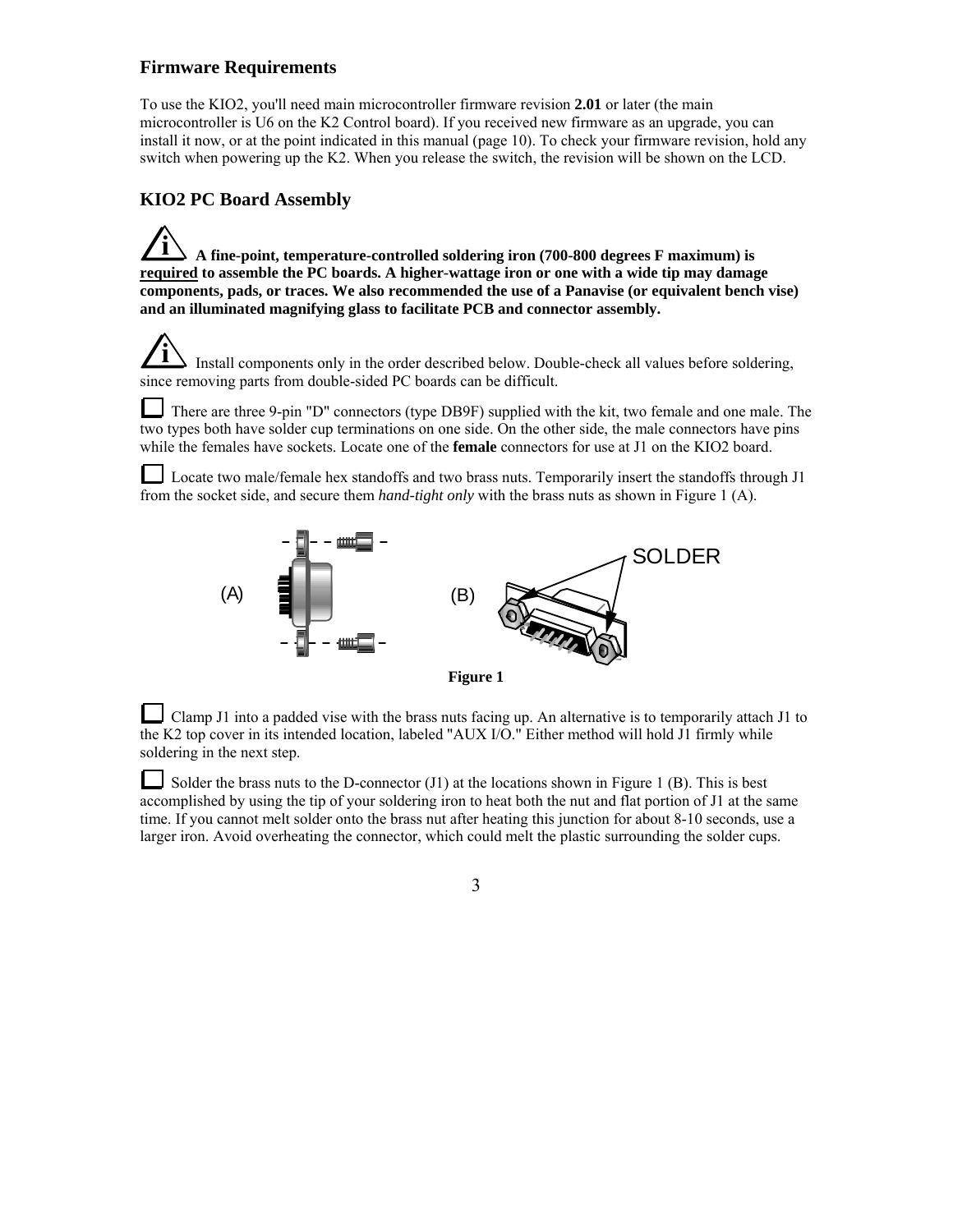## Firmware Requirements

To use the KIO2, you'll need main microcontroller firmware revision **2.01** or later (the main microcontroller is U6 on the K2 Control board). If you received new firmware as an upgrade, you can install it now, or at the point indicated in this manual (page 10). To check your firmware revision, hold any switch when powering up the K2. When you release the switch, the revision will be shown on the LCD.

## KIO2 PC Board Assembly

**A fine-point, temperature-controlled soldering iron (700-800 degrees F maximum) is required to assemble the PC boards. A higher-wattage iron or one with a wide tip may damage components, pads, or traces. We also recommended the use of a Panavise (or equivalent bench vise) and an illuminated magnifying glass to facilitate PCB and connector assembly.**

Install components only in the order described below. Double-check all values before soldering, since removing parts from double-sided PC boards can be difficult.

☐ There are three 9-pin "D" connectors (type DB9F) supplied with the kit, two female and one male. The two types both have solder cup terminations on one side. On the other side, the male connectors have pins while the females have sockets. Locate one of the **female** connectors for use at J1 on the KIO2 board.

☐ Locate two male/female hex standoffs and two brass nuts. Temporarily insert the standoffs through J1 from the socket side, and secure them *hand-tight only* with the brass nuts as shown in Figure 1 (A).

(A) (B) SOLDER

**Figure 1**

☐ Clamp J1 into a padded vise with the brass nuts facing up. An alternative is to temporarily attach J1 to the K2 top cover in its intended location, labeled "AUX I/O." Either method will hold J1 firmly while soldering in the next step.

☐ Solder the brass nuts to the D-connector (J1) at the locations shown in Figure 1 (B). This is best accomplished by using the tip of your soldering iron to heat both the nut and flat portion of J1 at the same time. If you cannot melt solder onto the brass nut after heating this junction for about 8-10 seconds, use a larger iron. Avoid overheating the connector, which could melt the plastic surrounding the solder cups.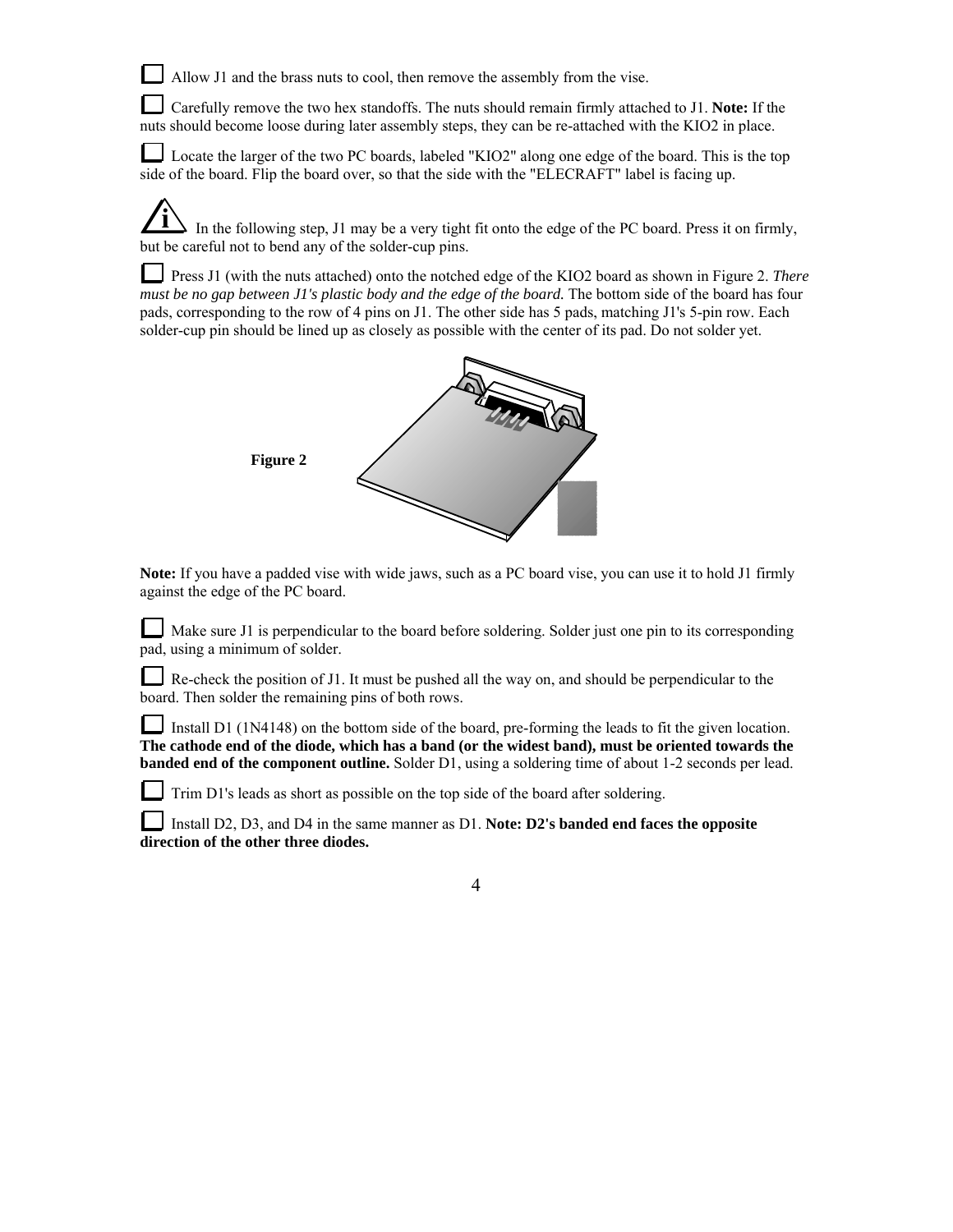☐ Allow J1 and the brass nuts to cool, then remove the assembly from the vise.

☐ Carefully remove the two hex standoffs. The nuts should remain firmly attached to J1. **Note:** If the nuts should become loose during later assembly steps, they can be re-attached with the KIO2 in place.

☐ Locate the larger of the two PC boards, labeled "KIO2" along one edge of the board. This is the top side of the board. Flip the board over, so that the side with the "ELECRAFT" label is facing up.

ⓘ In the following step, J1 may be a very tight fit onto the edge of the PC board. Press it on firmly, but be careful not to bend any of the solder-cup pins.

☐ Press J1 (with the nuts attached) onto the notched edge of the KIO2 board as shown in Figure 2. *There must be no gap between J1's plastic body and the edge of the board.* The bottom side of the board has four pads, corresponding to the row of 4 pins on J1. The other side has 5 pads, matching J1's 5-pin row. Each solder-cup pin should be lined up as closely as possible with the center of its pad. Do not solder yet.

**Figure 2**

**Note:** If you have a padded vise with wide jaws, such as a PC board vise, you can use it to hold J1 firmly against the edge of the PC board.

☐ Make sure J1 is perpendicular to the board before soldering. Solder just one pin to its corresponding pad, using a minimum of solder.

☐ Re-check the position of J1. It must be pushed all the way on, and should be perpendicular to the board. Then solder the remaining pins of both rows.

☐ Install D1 (1N4148) on the bottom side of the board, pre-forming the leads to fit the given location. **The cathode end of the diode, which has a band (or the widest band), must be oriented towards the banded end of the component outline.** Solder D1, using a soldering time of about 1-2 seconds per lead.

☐ Trim D1's leads as short as possible on the top side of the board after soldering.

☐ Install D2, D3, and D4 in the same manner as D1. **Note: D2's banded end faces the opposite direction of the other three diodes.**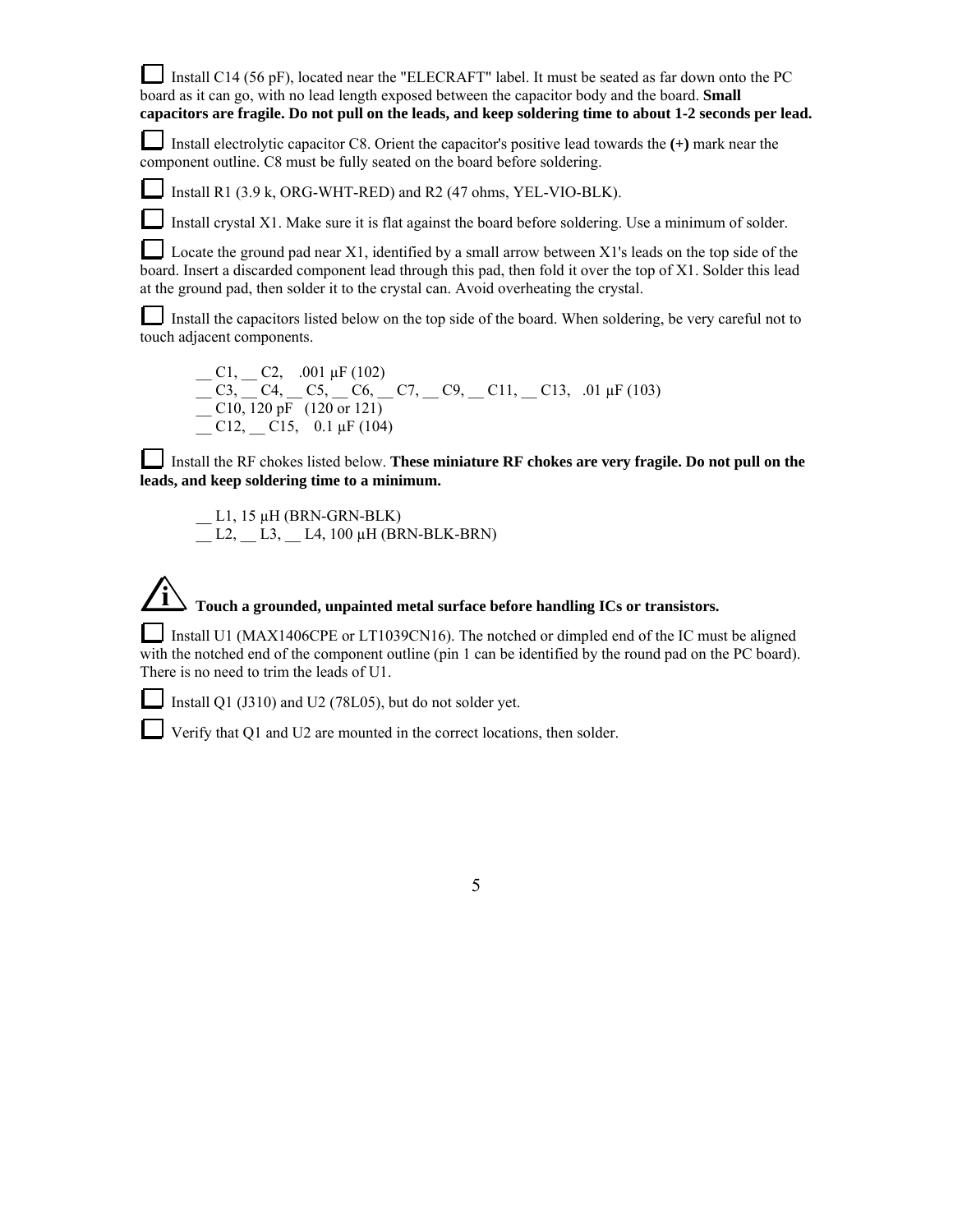☐ Install C14 (56 pF), located near the "ELECRAFT" label. It must be seated as far down onto the PC board as it can go, with no lead length exposed between the capacitor body and the board. **Small capacitors are fragile. Do not pull on the leads, and keep soldering time to about 1-2 seconds per lead.**

☐ Install electrolytic capacitor C8. Orient the capacitor's positive lead towards the **(+)** mark near the component outline. C8 must be fully seated on the board before soldering.

☐ Install R1 (3.9 k, ORG-WHT-RED) and R2 (47 ohms, YEL-VIO-BLK).

☐ Install crystal X1. Make sure it is flat against the board before soldering. Use a minimum of solder.

☐ Locate the ground pad near X1, identified by a small arrow between X1's leads on the top side of the board. Insert a discarded component lead through this pad, then fold it over the top of X1. Solder this lead at the ground pad, then solder it to the crystal can. Avoid overheating the crystal.

☐ Install the capacitors listed below on the top side of the board. When soldering, be very careful not to touch adjacent components.

> __ C1, __ C2, .001 µF (102)
> __ C3, __ C4, __ C5, __ C6, __ C7, __ C9, __ C11, __ C13, .01 µF (103)
> __ C10, 120 pF (120 or 121)
> __ C12, __ C15, 0.1 µF (104)

☐ Install the RF chokes listed below. **These miniature RF chokes are very fragile. Do not pull on the leads, and keep soldering time to a minimum.**

> __ L1, 15 µH (BRN-GRN-BLK)
> __ L2, __ L3, __ L4, 100 µH (BRN-BLK-BRN)

**i Touch a grounded, unpainted metal surface before handling ICs or transistors.**

☐ Install U1 (MAX1406CPE or LT1039CN16). The notched or dimpled end of the IC must be aligned with the notched end of the component outline (pin 1 can be identified by the round pad on the PC board). There is no need to trim the leads of U1.

☐ Install Q1 (J310) and U2 (78L05), but do not solder yet.

☐ Verify that Q1 and U2 are mounted in the correct locations, then solder.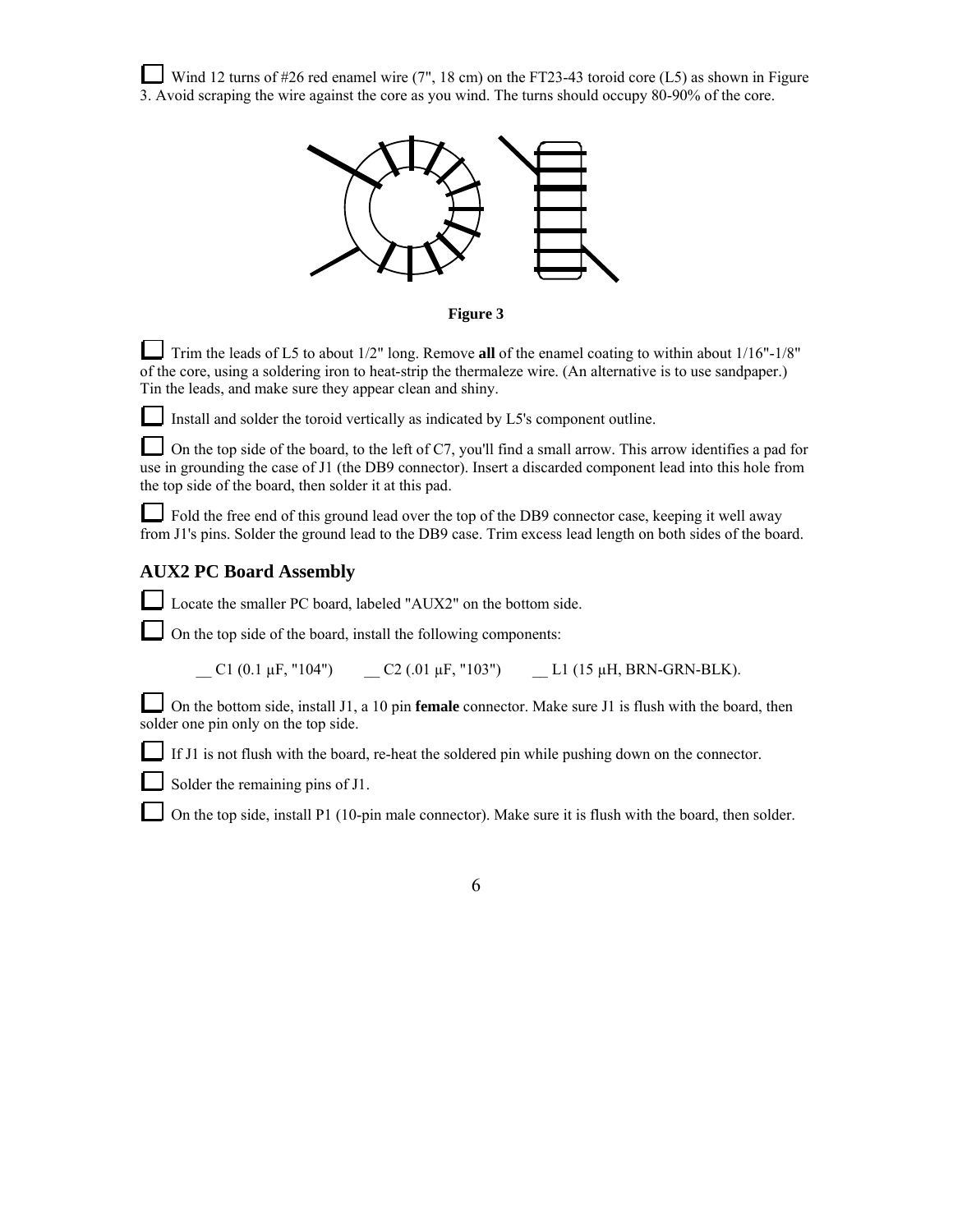☐ Wind 12 turns of #26 red enamel wire (7", 18 cm) on the FT23-43 toroid core (L5) as shown in Figure 3. Avoid scraping the wire against the core as you wind. The turns should occupy 80-90% of the core.

**Figure 3**

☐ Trim the leads of L5 to about 1/2" long. Remove **all** of the enamel coating to within about 1/16"-1/8" of the core, using a soldering iron to heat-strip the thermaleze wire. (An alternative is to use sandpaper.) Tin the leads, and make sure they appear clean and shiny.

☐ Install and solder the toroid vertically as indicated by L5's component outline.

☐ On the top side of the board, to the left of C7, you'll find a small arrow. This arrow identifies a pad for use in grounding the case of J1 (the DB9 connector). Insert a discarded component lead into this hole from the top side of the board, then solder it at this pad.

☐ Fold the free end of this ground lead over the top of the DB9 connector case, keeping it well away from J1's pins. Solder the ground lead to the DB9 case. Trim excess lead length on both sides of the board.

## AUX2 PC Board Assembly

☐ Locate the smaller PC board, labeled "AUX2" on the bottom side.

☐ On the top side of the board, install the following components:

__ C1 (0.1 µF, "104")    __ C2 (.01 µF, "103")    __ L1 (15 µH, BRN-GRN-BLK).

☐ On the bottom side, install J1, a 10 pin **female** connector. Make sure J1 is flush with the board, then solder one pin only on the top side.

☐ If J1 is not flush with the board, re-heat the soldered pin while pushing down on the connector.

☐ Solder the remaining pins of J1.

☐ On the top side, install P1 (10-pin male connector). Make sure it is flush with the board, then solder.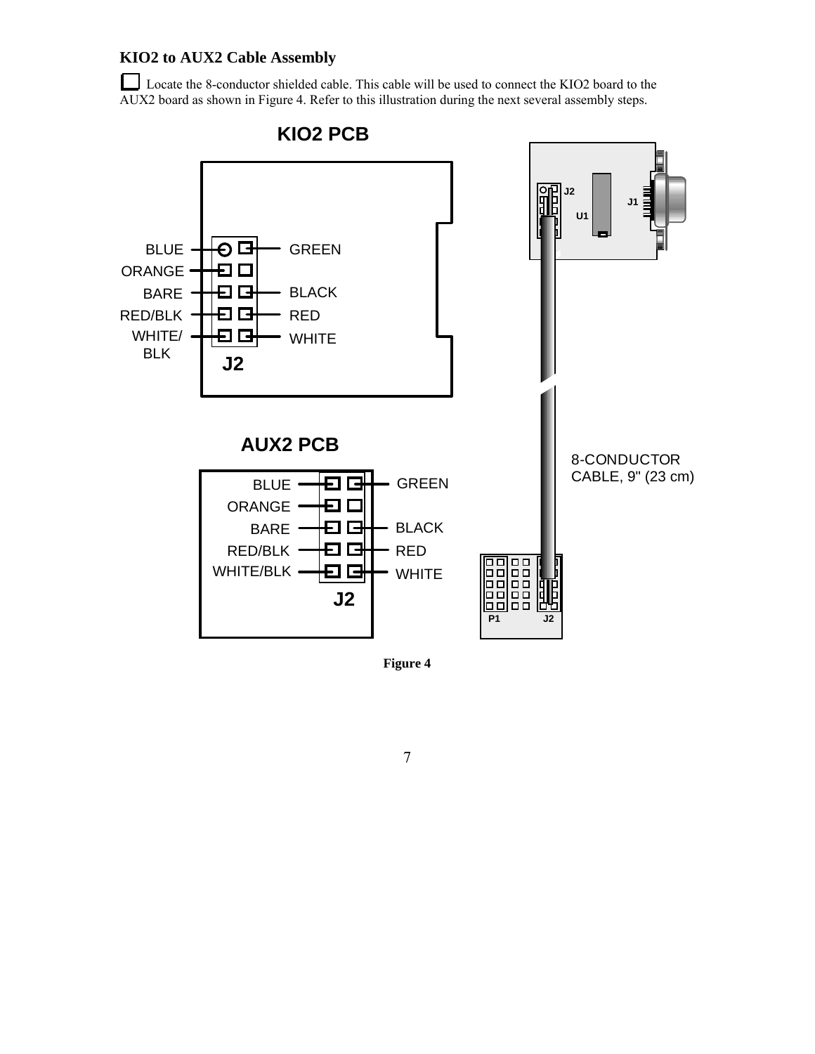### KIO2 to AUX2 Cable Assembly

☐ Locate the 8-conductor shielded cable. This cable will be used to connect the KIO2 board to the AUX2 board as shown in Figure 4. Refer to this illustration during the next several assembly steps.

KIO2 PCB

BLUE, ORANGE, BARE, RED/BLK, WHITE/BLK — GREEN, BLACK, RED, WHITE — J2

AUX2 PCB

BLUE, ORANGE, BARE, RED/BLK, WHITE/BLK — GREEN, BLACK, RED, WHITE — J2

8-CONDUCTOR CABLE, 9" (23 cm)

**Figure 4**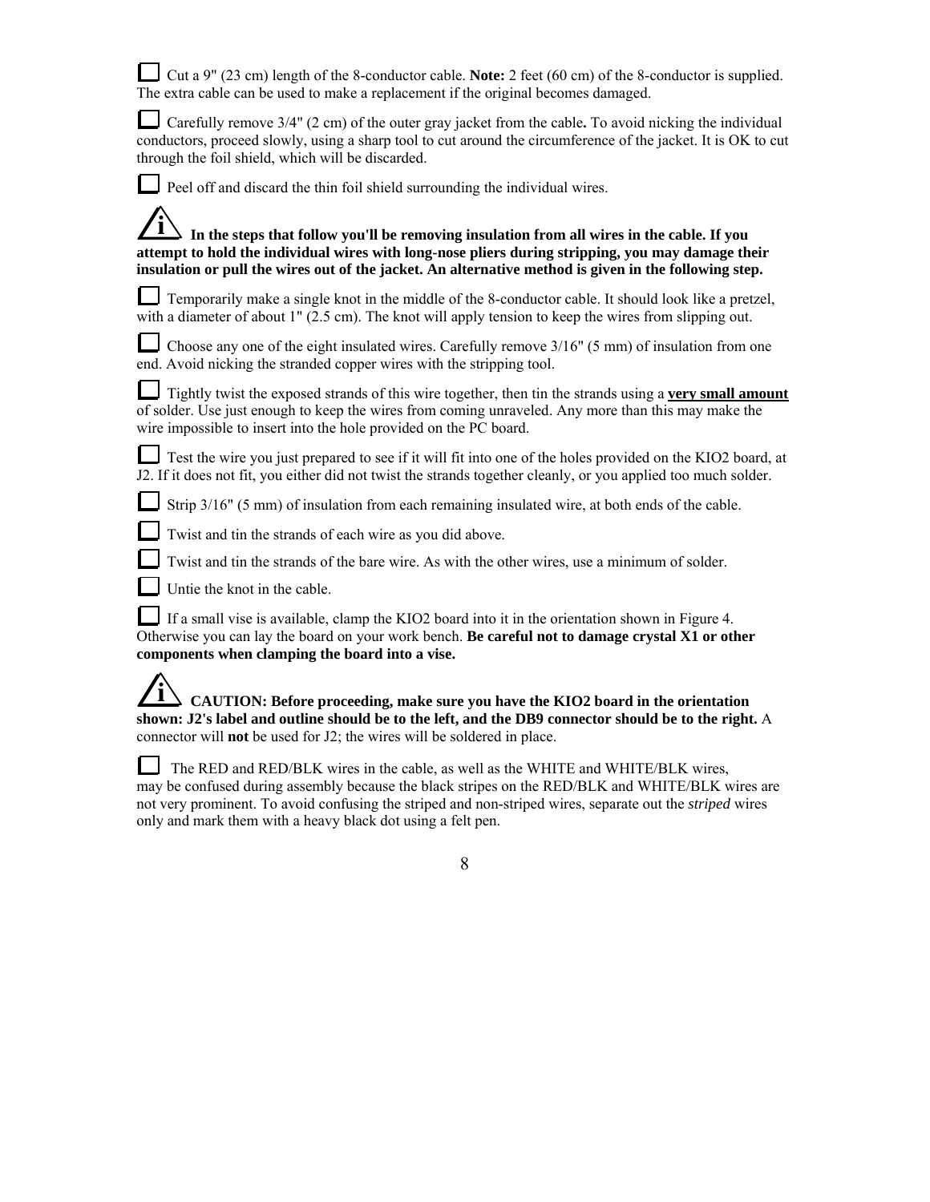☐ Cut a 9" (23 cm) length of the 8-conductor cable. **Note:** 2 feet (60 cm) of the 8-conductor is supplied. The extra cable can be used to make a replacement if the original becomes damaged.

☐ Carefully remove 3/4" (2 cm) of the outer gray jacket from the cable**.** To avoid nicking the individual conductors, proceed slowly, using a sharp tool to cut around the circumference of the jacket. It is OK to cut through the foil shield, which will be discarded.

☐ Peel off and discard the thin foil shield surrounding the individual wires.

**In the steps that follow you'll be removing insulation from all wires in the cable. If you attempt to hold the individual wires with long-nose pliers during stripping, you may damage their insulation or pull the wires out of the jacket. An alternative method is given in the following step.**

☐ Temporarily make a single knot in the middle of the 8-conductor cable. It should look like a pretzel, with a diameter of about 1" (2.5 cm). The knot will apply tension to keep the wires from slipping out.

☐ Choose any one of the eight insulated wires. Carefully remove 3/16" (5 mm) of insulation from one end. Avoid nicking the stranded copper wires with the stripping tool.

☐ Tightly twist the exposed strands of this wire together, then tin the strands using a **<u>very small amount</u>** of solder. Use just enough to keep the wires from coming unraveled. Any more than this may make the wire impossible to insert into the hole provided on the PC board.

☐ Test the wire you just prepared to see if it will fit into one of the holes provided on the KIO2 board, at J2. If it does not fit, you either did not twist the strands together cleanly, or you applied too much solder.

☐ Strip 3/16" (5 mm) of insulation from each remaining insulated wire, at both ends of the cable.

☐ Twist and tin the strands of each wire as you did above.

☐ Twist and tin the strands of the bare wire. As with the other wires, use a minimum of solder.

☐ Untie the knot in the cable.

☐ If a small vise is available, clamp the KIO2 board into it in the orientation shown in Figure 4. Otherwise you can lay the board on your work bench. **Be careful not to damage crystal X1 or other components when clamping the board into a vise.**

**CAUTION: Before proceeding, make sure you have the KIO2 board in the orientation shown: J2's label and outline should be to the left, and the DB9 connector should be to the right.** A connector will **not** be used for J2; the wires will be soldered in place.

☐ The RED and RED/BLK wires in the cable, as well as the WHITE and WHITE/BLK wires, may be confused during assembly because the black stripes on the RED/BLK and WHITE/BLK wires are not very prominent. To avoid confusing the striped and non-striped wires, separate out the *striped* wires only and mark them with a heavy black dot using a felt pen.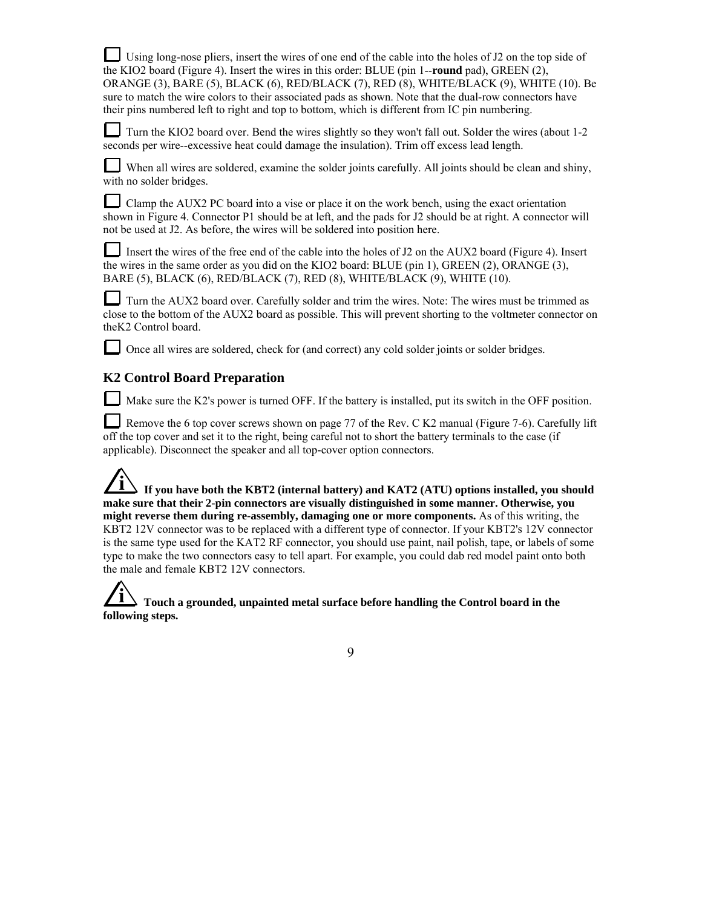☐ Using long-nose pliers, insert the wires of one end of the cable into the holes of J2 on the top side of the KIO2 board (Figure 4). Insert the wires in this order: BLUE (pin 1--**round** pad), GREEN (2), ORANGE (3), BARE (5), BLACK (6), RED/BLACK (7), RED (8), WHITE/BLACK (9), WHITE (10). Be sure to match the wire colors to their associated pads as shown. Note that the dual-row connectors have their pins numbered left to right and top to bottom, which is different from IC pin numbering.

☐ Turn the KIO2 board over. Bend the wires slightly so they won't fall out. Solder the wires (about 1-2 seconds per wire--excessive heat could damage the insulation). Trim off excess lead length.

☐ When all wires are soldered, examine the solder joints carefully. All joints should be clean and shiny, with no solder bridges.

☐ Clamp the AUX2 PC board into a vise or place it on the work bench, using the exact orientation shown in Figure 4. Connector P1 should be at left, and the pads for J2 should be at right. A connector will not be used at J2. As before, the wires will be soldered into position here.

☐ Insert the wires of the free end of the cable into the holes of J2 on the AUX2 board (Figure 4). Insert the wires in the same order as you did on the KIO2 board: BLUE (pin 1), GREEN (2), ORANGE (3), BARE (5), BLACK (6), RED/BLACK (7), RED (8), WHITE/BLACK (9), WHITE (10).

☐ Turn the AUX2 board over. Carefully solder and trim the wires. Note: The wires must be trimmed as close to the bottom of the AUX2 board as possible. This will prevent shorting to the voltmeter connector on theK2 Control board.

☐ Once all wires are soldered, check for (and correct) any cold solder joints or solder bridges.

## K2 Control Board Preparation

☐ Make sure the K2's power is turned OFF. If the battery is installed, put its switch in the OFF position.

☐ Remove the 6 top cover screws shown on page 77 of the Rev. C K2 manual (Figure 7-6). Carefully lift off the top cover and set it to the right, being careful not to short the battery terminals to the case (if applicable). Disconnect the speaker and all top-cover option connectors.

**If you have both the KBT2 (internal battery) and KAT2 (ATU) options installed, you should make sure that their 2-pin connectors are visually distinguished in some manner. Otherwise, you might reverse them during re-assembly, damaging one or more components.** As of this writing, the KBT2 12V connector was to be replaced with a different type of connector. If your KBT2's 12V connector is the same type used for the KAT2 RF connector, you should use paint, nail polish, tape, or labels of some type to make the two connectors easy to tell apart. For example, you could dab red model paint onto both the male and female KBT2 12V connectors.

**Touch a grounded, unpainted metal surface before handling the Control board in the following steps.**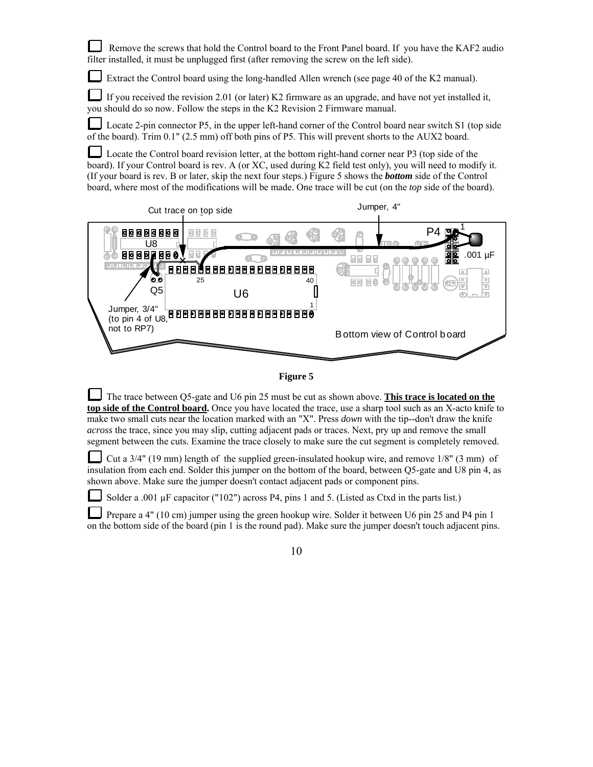☐ Remove the screws that hold the Control board to the Front Panel board. If you have the KAF2 audio filter installed, it must be unplugged first (after removing the screw on the left side).

☐ Extract the Control board using the long-handled Allen wrench (see page 40 of the K2 manual).

☐ If you received the revision 2.01 (or later) K2 firmware as an upgrade, and have not yet installed it, you should do so now. Follow the steps in the K2 Revision 2 Firmware manual.

☐ Locate 2-pin connector P5, in the upper left-hand corner of the Control board near switch S1 (top side of the board). Trim 0.1" (2.5 mm) off both pins of P5. This will prevent shorts to the AUX2 board.

☐ Locate the Control board revision letter, at the bottom right-hand corner near P3 (top side of the board). If your Control board is rev. A (or XC, used during K2 field test only), you will need to modify it. (If your board is rev. B or later, skip the next four steps.) Figure 5 shows the ***bottom*** side of the Control board, where most of the modifications will be made. One trace will be cut (on the *top* side of the board).

Cut trace on top side

Jumper, 4"

P4

1

.001 µF

U8

Q5

U6

25

40

1

Jumper, 3/4" (to pin 4 of U8, not to RP7)

Bottom view of Control board

**Figure 5**

☐ The trace between Q5-gate and U6 pin 25 must be cut as shown above. **This trace is located on the top side of the Control board.** Once you have located the trace, use a sharp tool such as an X-acto knife to make two small cuts near the location marked with an "X". Press *down* with the tip--don't draw the knife *across* the trace, since you may slip, cutting adjacent pads or traces. Next, pry up and remove the small segment between the cuts. Examine the trace closely to make sure the cut segment is completely removed.

☐ Cut a 3/4" (19 mm) length of the supplied green-insulated hookup wire, and remove 1/8" (3 mm) of insulation from each end. Solder this jumper on the bottom of the board, between Q5-gate and U8 pin 4, as shown above. Make sure the jumper doesn't contact adjacent pads or component pins.

☐ Solder a .001 µF capacitor ("102") across P4, pins 1 and 5. (Listed as Ctxd in the parts list.)

☐ Prepare a 4" (10 cm) jumper using the green hookup wire. Solder it between U6 pin 25 and P4 pin 1 on the bottom side of the board (pin 1 is the round pad). Make sure the jumper doesn't touch adjacent pins.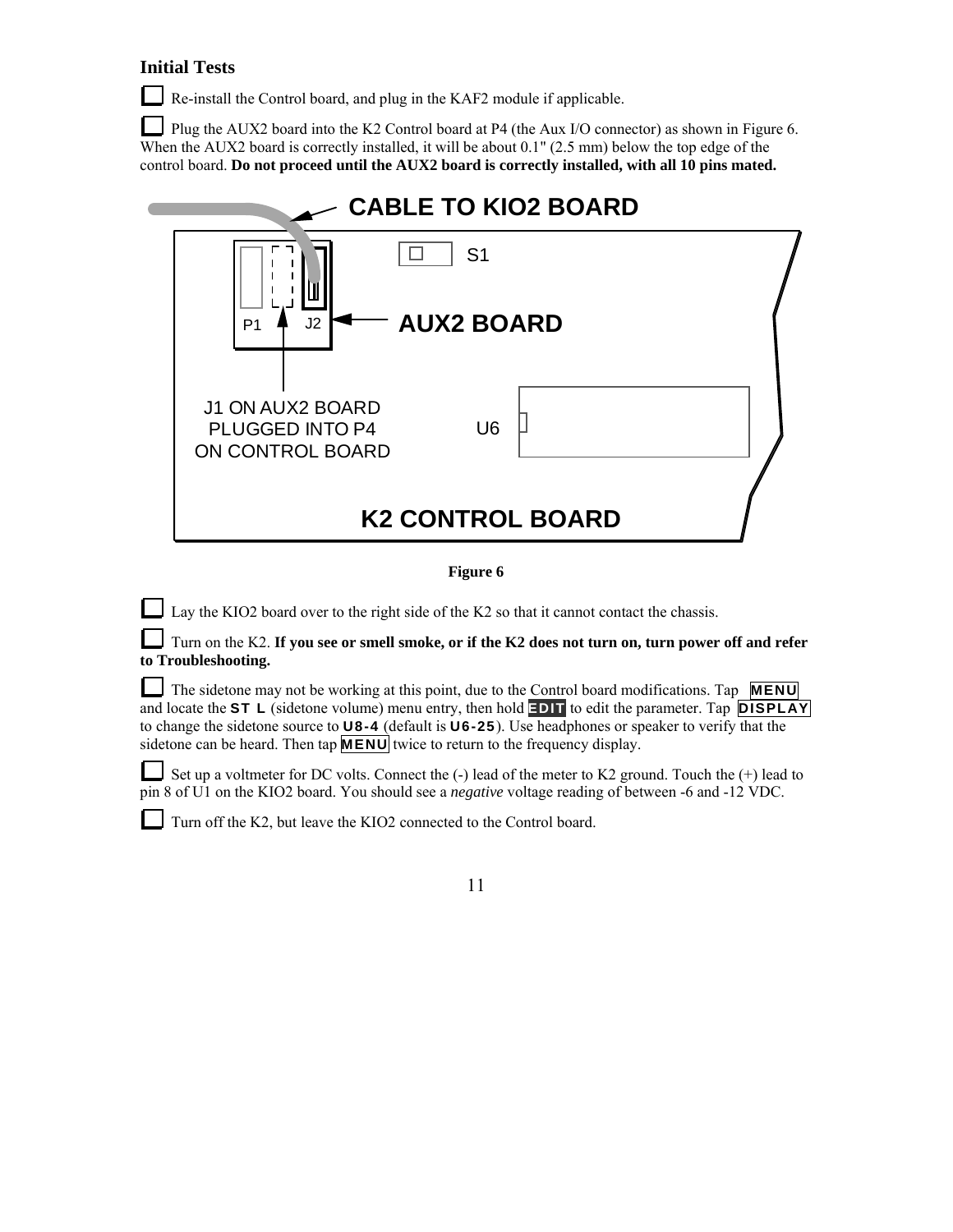### Initial Tests

☐ Re-install the Control board, and plug in the KAF2 module if applicable.

☐ Plug the AUX2 board into the K2 Control board at P4 (the Aux I/O connector) as shown in Figure 6. When the AUX2 board is correctly installed, it will be about 0.1" (2.5 mm) below the top edge of the control board. **Do not proceed until the AUX2 board is correctly installed, with all 10 pins mated.**

Figure 6

☐ Lay the KIO2 board over to the right side of the K2 so that it cannot contact the chassis.

☐ Turn on the K2. **If you see or smell smoke, or if the K2 does not turn on, turn power off and refer to Troubleshooting.**

☐ The sidetone may not be working at this point, due to the Control board modifications. Tap **MENU** and locate the **ST L** (sidetone volume) menu entry, then hold **EDIT** to edit the parameter. Tap **DISPLAY** to change the sidetone source to **U8-4** (default is **U6-25**). Use headphones or speaker to verify that the sidetone can be heard. Then tap **MENU** twice to return to the frequency display.

☐ Set up a voltmeter for DC volts. Connect the (-) lead of the meter to K2 ground. Touch the (+) lead to pin 8 of U1 on the KIO2 board. You should see a *negative* voltage reading of between -6 and -12 VDC.

☐ Turn off the K2, but leave the KIO2 connected to the Control board.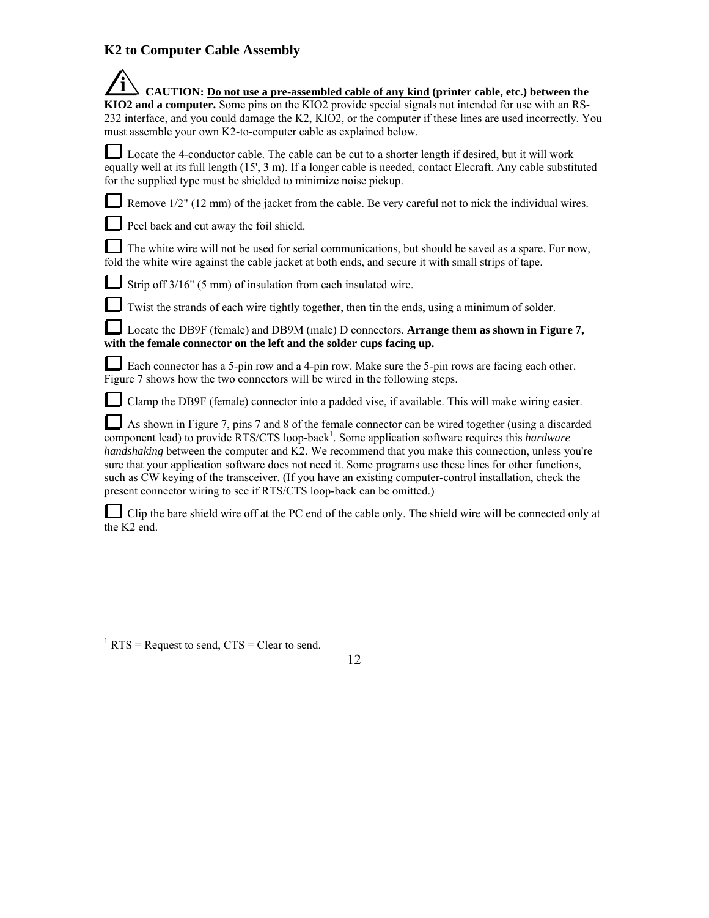## K2 to Computer Cable Assembly

**CAUTION: <u>Do not use a pre-assembled cable of any kind</u> (printer cable, etc.) between the KIO2 and a computer.** Some pins on the KIO2 provide special signals not intended for use with an RS-232 interface, and you could damage the K2, KIO2, or the computer if these lines are used incorrectly. You must assemble your own K2-to-computer cable as explained below.

☐ Locate the 4-conductor cable. The cable can be cut to a shorter length if desired, but it will work equally well at its full length (15', 3 m). If a longer cable is needed, contact Elecraft. Any cable substituted for the supplied type must be shielded to minimize noise pickup.

☐ Remove 1/2" (12 mm) of the jacket from the cable. Be very careful not to nick the individual wires.

☐ Peel back and cut away the foil shield.

☐ The white wire will not be used for serial communications, but should be saved as a spare. For now, fold the white wire against the cable jacket at both ends, and secure it with small strips of tape.

☐ Strip off 3/16" (5 mm) of insulation from each insulated wire.

☐ Twist the strands of each wire tightly together, then tin the ends, using a minimum of solder.

☐ Locate the DB9F (female) and DB9M (male) D connectors. **Arrange them as shown in Figure 7, with the female connector on the left and the solder cups facing up.**

☐ Each connector has a 5-pin row and a 4-pin row. Make sure the 5-pin rows are facing each other. Figure 7 shows how the two connectors will be wired in the following steps.

☐ Clamp the DB9F (female) connector into a padded vise, if available. This will make wiring easier.

☐ As shown in Figure 7, pins 7 and 8 of the female connector can be wired together (using a discarded component lead) to provide RTS/CTS loop-back[1]. Some application software requires this *hardware handshaking* between the computer and K2. We recommend that you make this connection, unless you're sure that your application software does not need it. Some programs use these lines for other functions, such as CW keying of the transceiver. (If you have an existing computer-control installation, check the present connector wiring to see if RTS/CTS loop-back can be omitted.)

☐ Clip the bare shield wire off at the PC end of the cable only. The shield wire will be connected only at the K2 end.

---

[1] RTS = Request to send, CTS = Clear to send.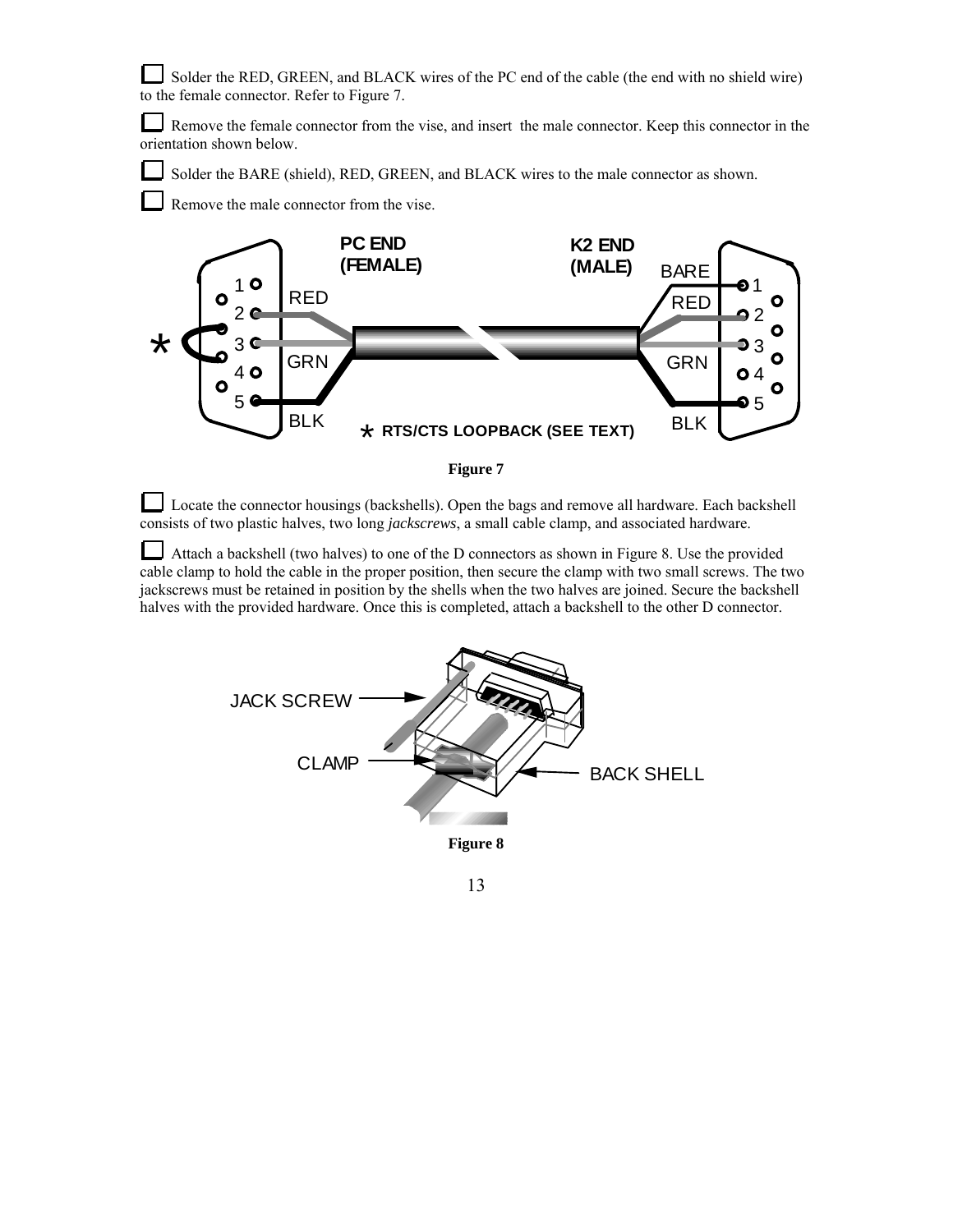☐ Solder the RED, GREEN, and BLACK wires of the PC end of the cable (the end with no shield wire) to the female connector. Refer to Figure 7.

☐ Remove the female connector from the vise, and insert the male connector. Keep this connector in the orientation shown below.

☐ Solder the BARE (shield), RED, GREEN, and BLACK wires to the male connector as shown.

☐ Remove the male connector from the vise.

Figure 7

☐ Locate the connector housings (backshells). Open the bags and remove all hardware. Each backshell consists of two plastic halves, two long *jackscrews*, a small cable clamp, and associated hardware.

☐ Attach a backshell (two halves) to one of the D connectors as shown in Figure 8. Use the provided cable clamp to hold the cable in the proper position, then secure the clamp with two small screws. The two jackscrews must be retained in position by the shells when the two halves are joined. Secure the backshell halves with the provided hardware. Once this is completed, attach a backshell to the other D connector.

Figure 8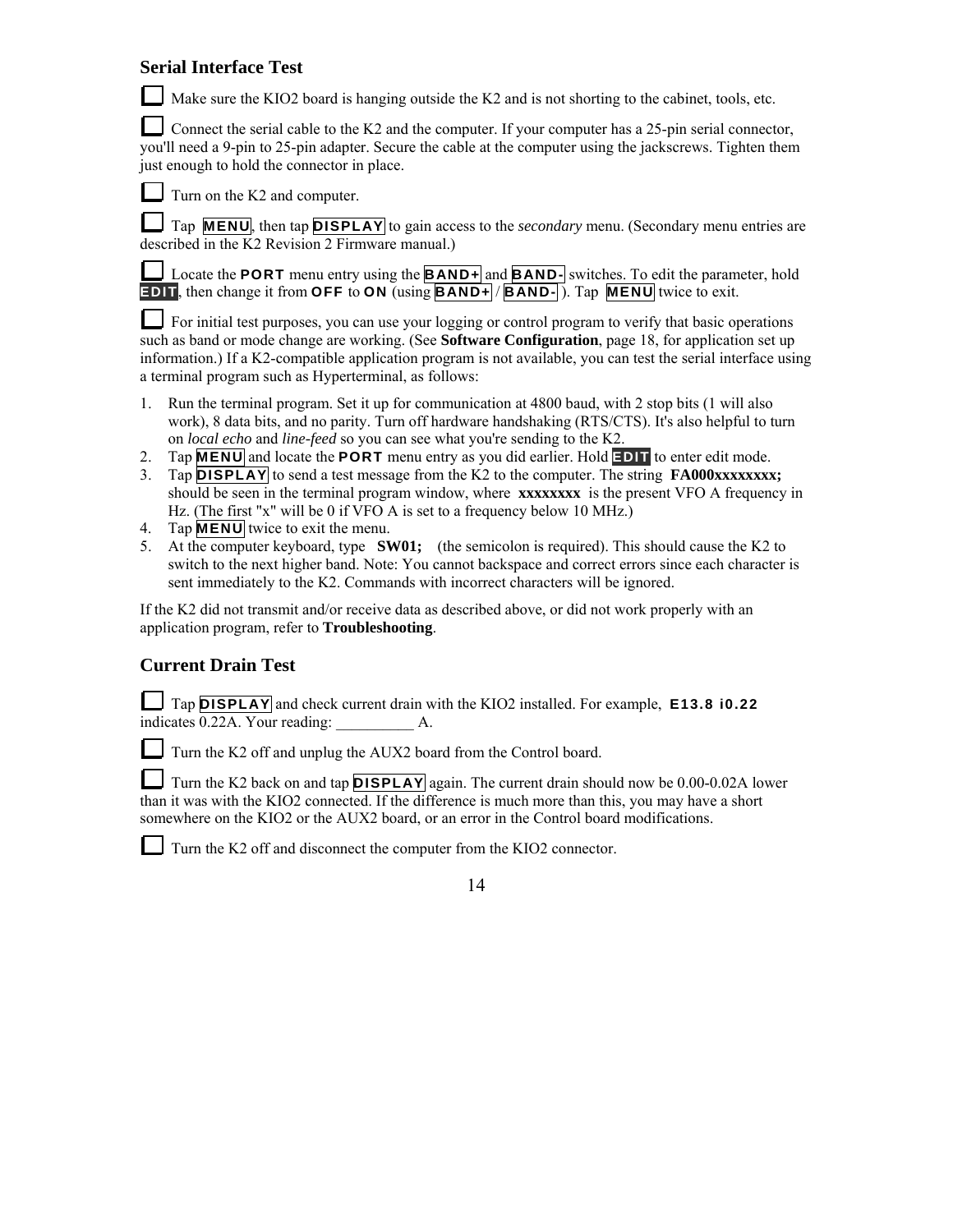## Serial Interface Test

☐ Make sure the KIO2 board is hanging outside the K2 and is not shorting to the cabinet, tools, etc.

☐ Connect the serial cable to the K2 and the computer. If your computer has a 25-pin serial connector, you'll need a 9-pin to 25-pin adapter. Secure the cable at the computer using the jackscrews. Tighten them just enough to hold the connector in place.

☐ Turn on the K2 and computer.

☐ Tap **MENU**, then tap **DISPLAY** to gain access to the *secondary* menu. (Secondary menu entries are described in the K2 Revision 2 Firmware manual.)

☐ Locate the **PORT** menu entry using the **BAND+** and **BAND-** switches. To edit the parameter, hold **EDIT**, then change it from **OFF** to **ON** (using **BAND+** / **BAND-** ). Tap **MENU** twice to exit.

☐ For initial test purposes, you can use your logging or control program to verify that basic operations such as band or mode change are working. (See **Software Configuration**, page 18, for application set up information.) If a K2-compatible application program is not available, you can test the serial interface using a terminal program such as Hyperterminal, as follows:

1. Run the terminal program. Set it up for communication at 4800 baud, with 2 stop bits (1 will also work), 8 data bits, and no parity. Turn off hardware handshaking (RTS/CTS). It's also helpful to turn on *local echo* and *line-feed* so you can see what you're sending to the K2.
2. Tap **MENU** and locate the **PORT** menu entry as you did earlier. Hold **EDIT** to enter edit mode.
3. Tap **DISPLAY** to send a test message from the K2 to the computer. The string **FA000xxxxxxxx;** should be seen in the terminal program window, where **xxxxxxxx** is the present VFO A frequency in Hz. (The first "x" will be 0 if VFO A is set to a frequency below 10 MHz.)
4. Tap **MENU** twice to exit the menu.
5. At the computer keyboard, type **SW01;** (the semicolon is required). This should cause the K2 to switch to the next higher band. Note: You cannot backspace and correct errors since each character is sent immediately to the K2. Commands with incorrect characters will be ignored.

If the K2 did not transmit and/or receive data as described above, or did not work properly with an application program, refer to **Troubleshooting**.

## Current Drain Test

☐ Tap **DISPLAY** and check current drain with the KIO2 installed. For example, **E13.8 i0.22** indicates 0.22A. Your reading: __________ A.

☐ Turn the K2 off and unplug the AUX2 board from the Control board.

☐ Turn the K2 back on and tap **DISPLAY** again. The current drain should now be 0.00-0.02A lower than it was with the KIO2 connected. If the difference is much more than this, you may have a short somewhere on the KIO2 or the AUX2 board, or an error in the Control board modifications.

☐ Turn the K2 off and disconnect the computer from the KIO2 connector.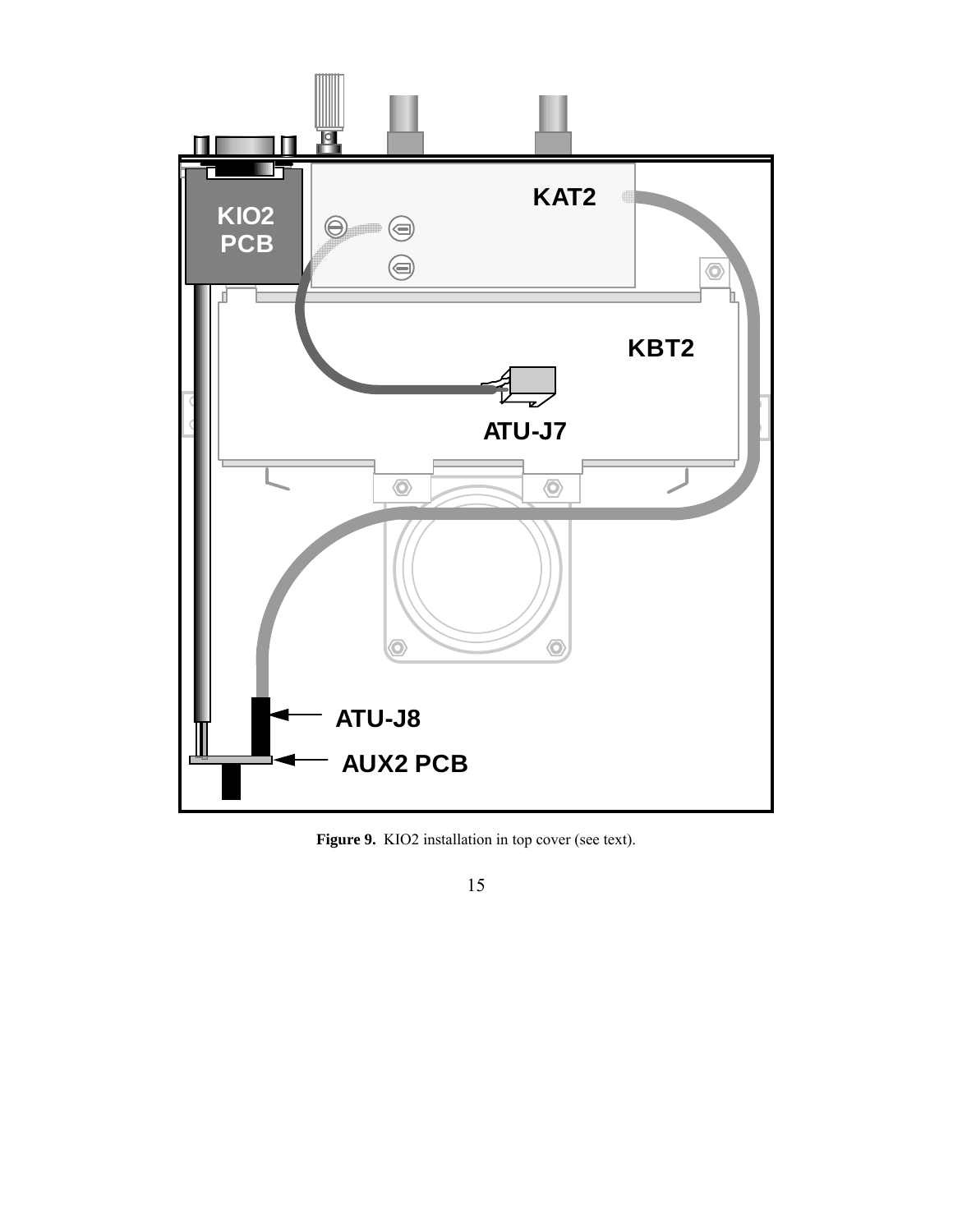**Figure 9.** KIO2 installation in top cover (see text).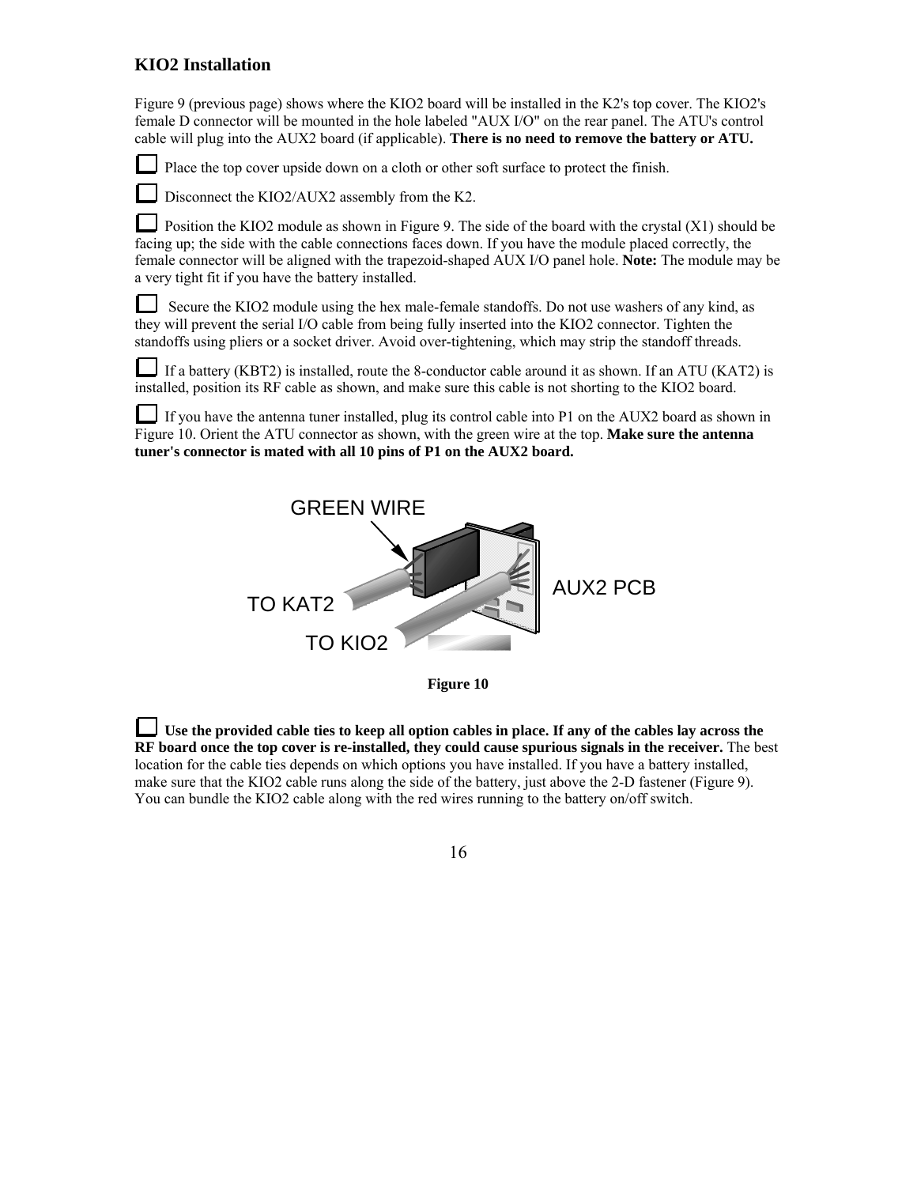## KIO2 Installation

Figure 9 (previous page) shows where the KIO2 board will be installed in the K2's top cover. The KIO2's female D connector will be mounted in the hole labeled "AUX I/O" on the rear panel. The ATU's control cable will plug into the AUX2 board (if applicable). **There is no need to remove the battery or ATU.**

☐ Place the top cover upside down on a cloth or other soft surface to protect the finish.

☐ Disconnect the KIO2/AUX2 assembly from the K2.

☐ Position the KIO2 module as shown in Figure 9. The side of the board with the crystal (X1) should be facing up; the side with the cable connections faces down. If you have the module placed correctly, the female connector will be aligned with the trapezoid-shaped AUX I/O panel hole. **Note:** The module may be a very tight fit if you have the battery installed.

☐ Secure the KIO2 module using the hex male-female standoffs. Do not use washers of any kind, as they will prevent the serial I/O cable from being fully inserted into the KIO2 connector. Tighten the standoffs using pliers or a socket driver. Avoid over-tightening, which may strip the standoff threads.

☐ If a battery (KBT2) is installed, route the 8-conductor cable around it as shown. If an ATU (KAT2) is installed, position its RF cable as shown, and make sure this cable is not shorting to the KIO2 board.

☐ If you have the antenna tuner installed, plug its control cable into P1 on the AUX2 board as shown in Figure 10. Orient the ATU connector as shown, with the green wire at the top. **Make sure the antenna tuner's connector is mated with all 10 pins of P1 on the AUX2 board.**

GREEN WIRE

TO KAT2

TO KIO2

AUX2 PCB

**Figure 10**

☐ **Use the provided cable ties to keep all option cables in place. If any of the cables lay across the RF board once the top cover is re-installed, they could cause spurious signals in the receiver.** The best location for the cable ties depends on which options you have installed. If you have a battery installed, make sure that the KIO2 cable runs along the side of the battery, just above the 2-D fastener (Figure 9). You can bundle the KIO2 cable along with the red wires running to the battery on/off switch.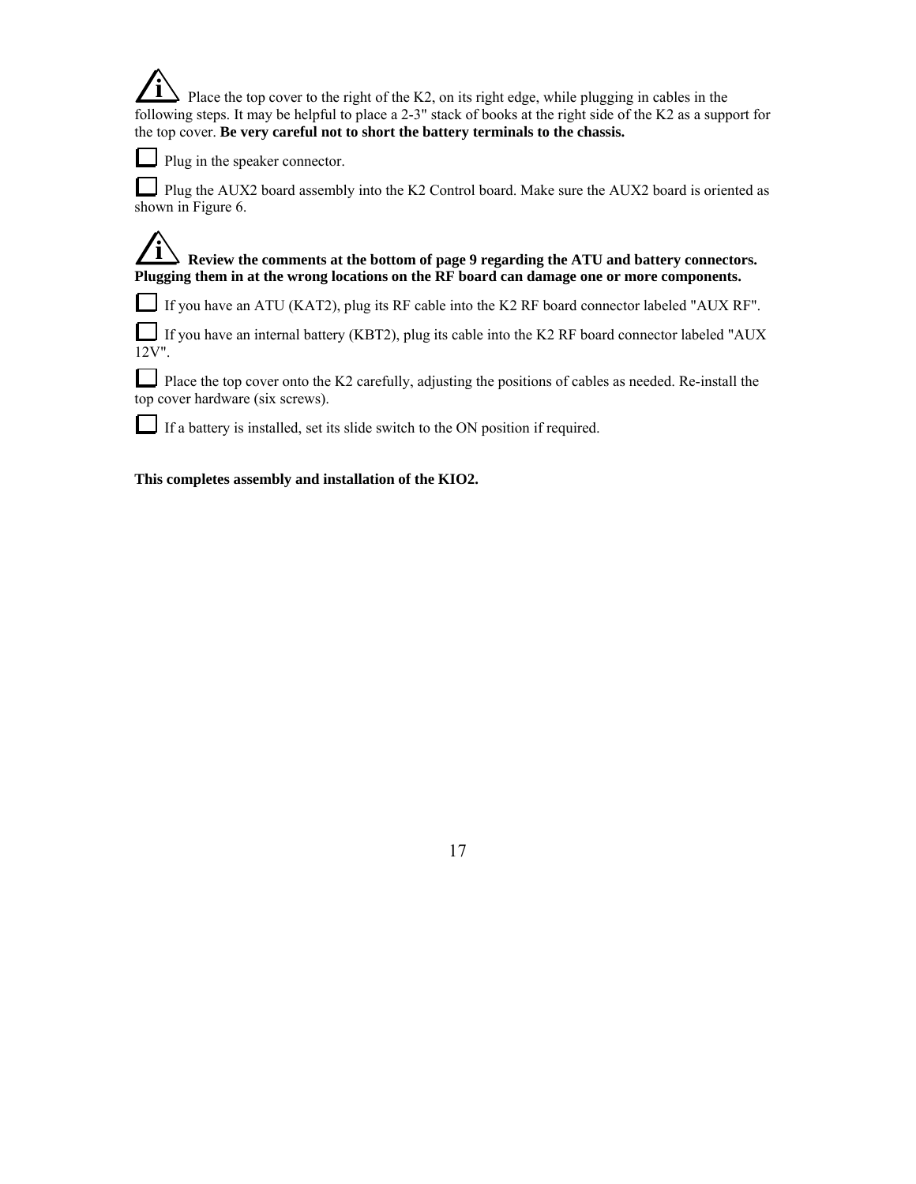ℹ️ Place the top cover to the right of the K2, on its right edge, while plugging in cables in the following steps. It may be helpful to place a 2-3" stack of books at the right side of the K2 as a support for the top cover. **Be very careful not to short the battery terminals to the chassis.**

☐ Plug in the speaker connector.

☐ Plug the AUX2 board assembly into the K2 Control board. Make sure the AUX2 board is oriented as shown in Figure 6.

ℹ️ **Review the comments at the bottom of page 9 regarding the ATU and battery connectors. Plugging them in at the wrong locations on the RF board can damage one or more components.**

☐ If you have an ATU (KAT2), plug its RF cable into the K2 RF board connector labeled "AUX RF".

☐ If you have an internal battery (KBT2), plug its cable into the K2 RF board connector labeled "AUX 12V".

☐ Place the top cover onto the K2 carefully, adjusting the positions of cables as needed. Re-install the top cover hardware (six screws).

☐ If a battery is installed, set its slide switch to the ON position if required.

**This completes assembly and installation of the KIO2.**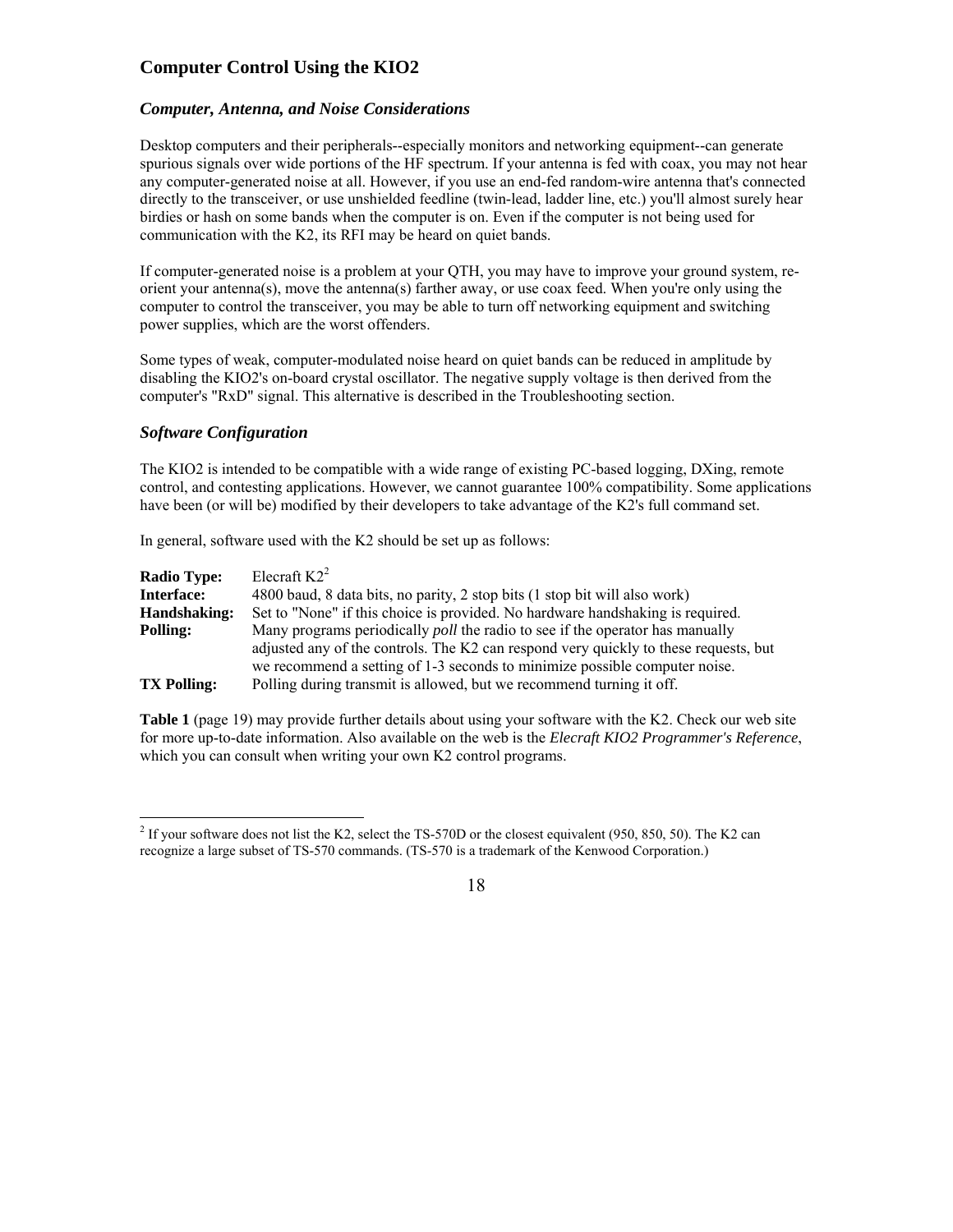## Computer Control Using the KIO2

### *Computer, Antenna, and Noise Considerations*

Desktop computers and their peripherals--especially monitors and networking equipment--can generate spurious signals over wide portions of the HF spectrum. If your antenna is fed with coax, you may not hear any computer-generated noise at all. However, if you use an end-fed random-wire antenna that's connected directly to the transceiver, or use unshielded feedline (twin-lead, ladder line, etc.) you'll almost surely hear birdies or hash on some bands when the computer is on. Even if the computer is not being used for communication with the K2, its RFI may be heard on quiet bands.

If computer-generated noise is a problem at your QTH, you may have to improve your ground system, re-orient your antenna(s), move the antenna(s) farther away, or use coax feed. When you're only using the computer to control the transceiver, you may be able to turn off networking equipment and switching power supplies, which are the worst offenders.

Some types of weak, computer-modulated noise heard on quiet bands can be reduced in amplitude by disabling the KIO2's on-board crystal oscillator. The negative supply voltage is then derived from the computer's "RxD" signal. This alternative is described in the Troubleshooting section.

### *Software Configuration*

The KIO2 is intended to be compatible with a wide range of existing PC-based logging, DXing, remote control, and contesting applications. However, we cannot guarantee 100% compatibility. Some applications have been (or will be) modified by their developers to take advantage of the K2's full command set.

In general, software used with the K2 should be set up as follows:

| | |
|---|---|
| **Radio Type:** | Elecraft K2[2] |
| **Interface:** | 4800 baud, 8 data bits, no parity, 2 stop bits (1 stop bit will also work) |
| **Handshaking:** | Set to "None" if this choice is provided. No hardware handshaking is required. |
| **Polling:** | Many programs periodically *poll* the radio to see if the operator has manually adjusted any of the controls. The K2 can respond very quickly to these requests, but we recommend a setting of 1-3 seconds to minimize possible computer noise. |
| **TX Polling:** | Polling during transmit is allowed, but we recommend turning it off. |

**Table 1** (page 19) may provide further details about using your software with the K2. Check our web site for more up-to-date information. Also available on the web is the *Elecraft KIO2 Programmer's Reference*, which you can consult when writing your own K2 control programs.

---

[2] If your software does not list the K2, select the TS-570D or the closest equivalent (950, 850, 50). The K2 can recognize a large subset of TS-570 commands. (TS-570 is a trademark of the Kenwood Corporation.)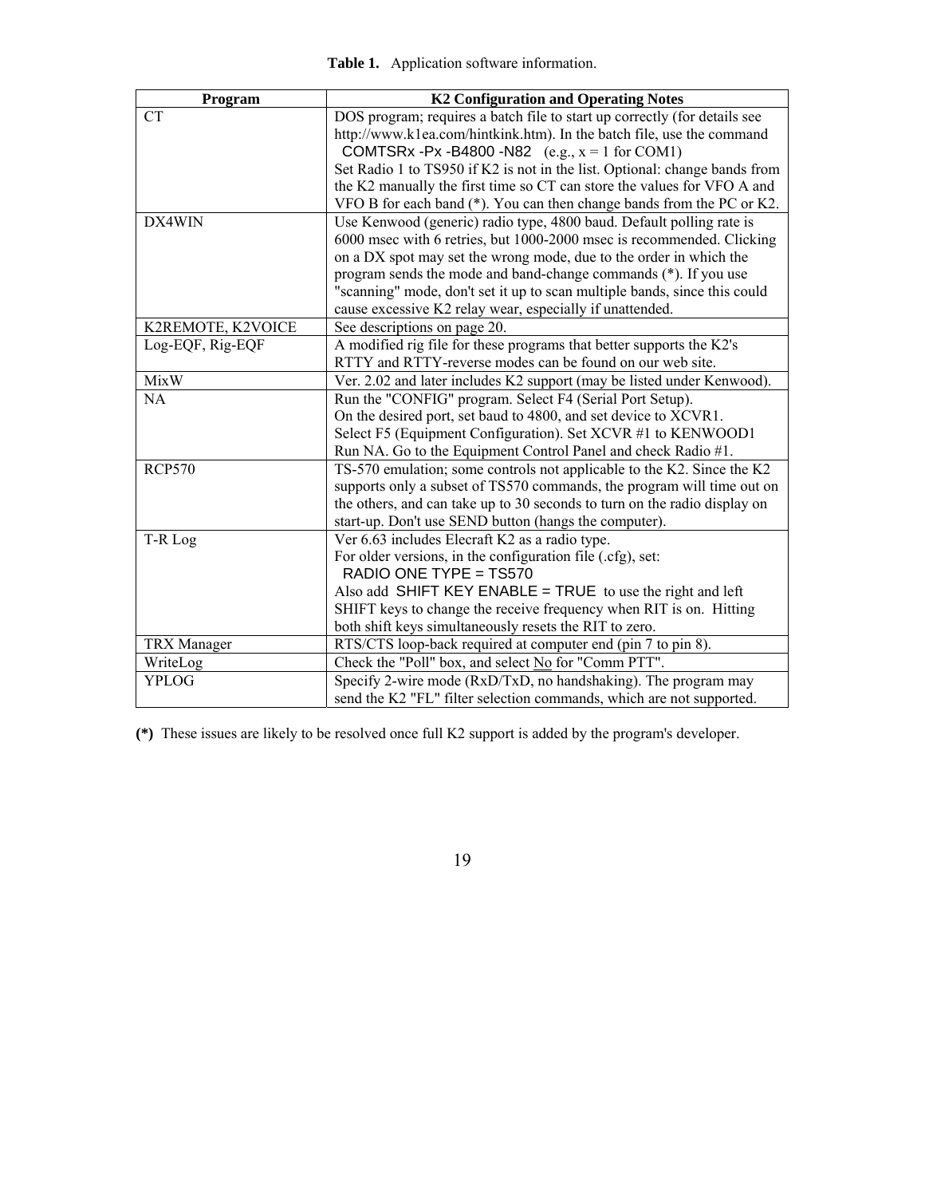**Table 1.** Application software information.

| Program | K2 Configuration and Operating Notes |
|---|---|
| CT | DOS program; requires a batch file to start up correctly (for details see http://www.k1ea.com/hintkink.htm). In the batch file, use the command COMTSRx -Px -B4800 -N82 (e.g., x = 1 for COM1) Set Radio 1 to TS950 if K2 is not in the list. Optional: change bands from the K2 manually the first time so CT can store the values for VFO A and VFO B for each band (*). You can then change bands from the PC or K2. |
| DX4WIN | Use Kenwood (generic) radio type, 4800 baud. Default polling rate is 6000 msec with 6 retries, but 1000-2000 msec is recommended. Clicking on a DX spot may set the wrong mode, due to the order in which the program sends the mode and band-change commands (*). If you use "scanning" mode, don't set it up to scan multiple bands, since this could cause excessive K2 relay wear, especially if unattended. |
| K2REMOTE, K2VOICE | See descriptions on page 20. |
| Log-EQF, Rig-EQF | A modified rig file for these programs that better supports the K2's RTTY and RTTY-reverse modes can be found on our web site. |
| MixW | Ver. 2.02 and later includes K2 support (may be listed under Kenwood). |
| NA | Run the "CONFIG" program. Select F4 (Serial Port Setup). On the desired port, set baud to 4800, and set device to XCVR1. Select F5 (Equipment Configuration). Set XCVR #1 to KENWOOD1 Run NA. Go to the Equipment Control Panel and check Radio #1. |
| RCP570 | TS-570 emulation; some controls not applicable to the K2. Since the K2 supports only a subset of TS570 commands, the program will time out on the others, and can take up to 30 seconds to turn on the radio display on start-up. Don't use SEND button (hangs the computer). |
| T-R Log | Ver 6.63 includes Elecraft K2 as a radio type. For older versions, in the configuration file (.cfg), set: RADIO ONE TYPE = TS570 Also add SHIFT KEY ENABLE = TRUE to use the right and left SHIFT keys to change the receive frequency when RIT is on. Hitting both shift keys simultaneously resets the RIT to zero. |
| TRX Manager | RTS/CTS loop-back required at computer end (pin 7 to pin 8). |
| WriteLog | Check the "Poll" box, and select <u>No</u> for "Comm PTT". |
| YPLOG | Specify 2-wire mode (RxD/TxD, no handshaking). The program may send the K2 "FL" filter selection commands, which are not supported. |

**(*)** These issues are likely to be resolved once full K2 support is added by the program's developer.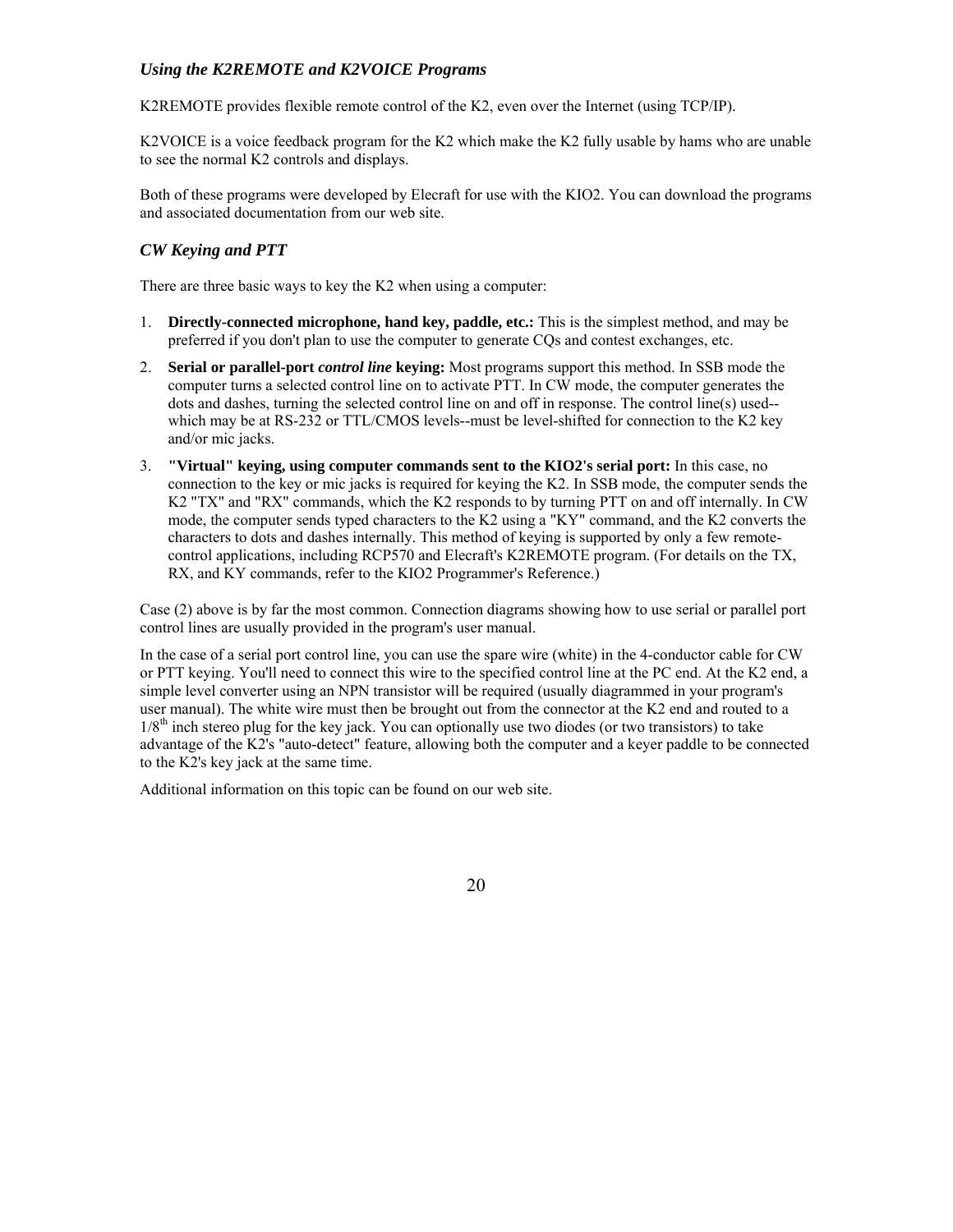### *Using the K2REMOTE and K2VOICE Programs*

K2REMOTE provides flexible remote control of the K2, even over the Internet (using TCP/IP).

K2VOICE is a voice feedback program for the K2 which make the K2 fully usable by hams who are unable to see the normal K2 controls and displays.

Both of these programs were developed by Elecraft for use with the KIO2. You can download the programs and associated documentation from our web site.

### *CW Keying and PTT*

There are three basic ways to key the K2 when using a computer:

1. **Directly-connected microphone, hand key, paddle, etc.:** This is the simplest method, and may be preferred if you don't plan to use the computer to generate CQs and contest exchanges, etc.
2. **Serial or parallel-port *control line* keying:** Most programs support this method. In SSB mode the computer turns a selected control line on to activate PTT. In CW mode, the computer generates the dots and dashes, turning the selected control line on and off in response. The control line(s) used--which may be at RS-232 or TTL/CMOS levels--must be level-shifted for connection to the K2 key and/or mic jacks.
3. **"Virtual" keying, using computer commands sent to the KIO2's serial port:** In this case, no connection to the key or mic jacks is required for keying the K2. In SSB mode, the computer sends the K2 "TX" and "RX" commands, which the K2 responds to by turning PTT on and off internally. In CW mode, the computer sends typed characters to the K2 using a "KY" command, and the K2 converts the characters to dots and dashes internally. This method of keying is supported by only a few remote-control applications, including RCP570 and Elecraft's K2REMOTE program. (For details on the TX, RX, and KY commands, refer to the KIO2 Programmer's Reference.)

Case (2) above is by far the most common. Connection diagrams showing how to use serial or parallel port control lines are usually provided in the program's user manual.

In the case of a serial port control line, you can use the spare wire (white) in the 4-conductor cable for CW or PTT keying. You'll need to connect this wire to the specified control line at the PC end. At the K2 end, a simple level converter using an NPN transistor will be required (usually diagrammed in your program's user manual). The white wire must then be brought out from the connector at the K2 end and routed to a 1/8$^{th}$ inch stereo plug for the key jack. You can optionally use two diodes (or two transistors) to take advantage of the K2's "auto-detect" feature, allowing both the computer and a keyer paddle to be connected to the K2's key jack at the same time.

Additional information on this topic can be found on our web site.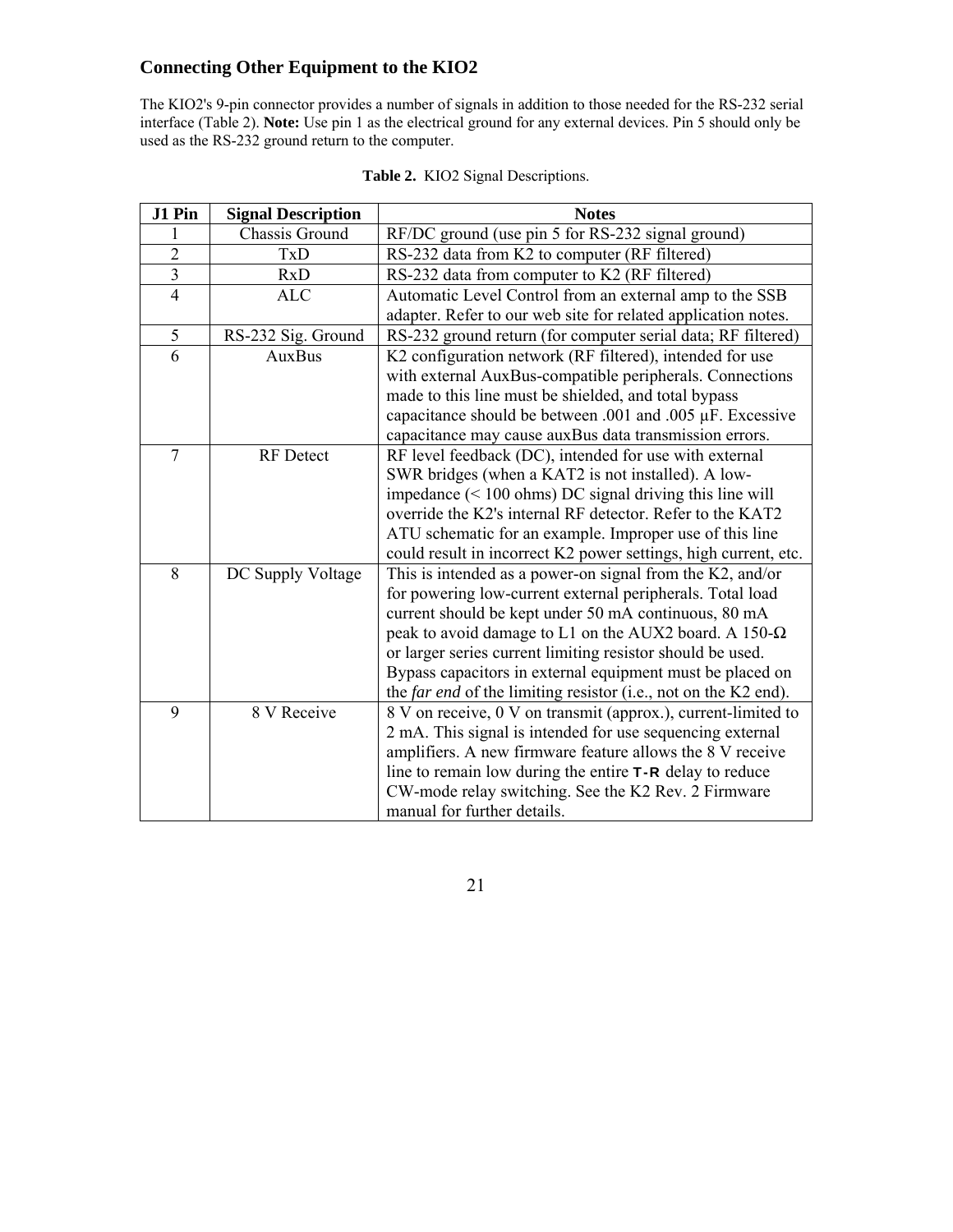## Connecting Other Equipment to the KIO2

The KIO2's 9-pin connector provides a number of signals in addition to those needed for the RS-232 serial interface (Table 2). **Note:** Use pin 1 as the electrical ground for any external devices. Pin 5 should only be used as the RS-232 ground return to the computer.

**Table 2.** KIO2 Signal Descriptions.

| J1 Pin | Signal Description | Notes |
|---|---|---|
| 1 | Chassis Ground | RF/DC ground (use pin 5 for RS-232 signal ground) |
| 2 | TxD | RS-232 data from K2 to computer (RF filtered) |
| 3 | RxD | RS-232 data from computer to K2 (RF filtered) |
| 4 | ALC | Automatic Level Control from an external amp to the SSB adapter. Refer to our web site for related application notes. |
| 5 | RS-232 Sig. Ground | RS-232 ground return (for computer serial data; RF filtered) |
| 6 | AuxBus | K2 configuration network (RF filtered), intended for use with external AuxBus-compatible peripherals. Connections made to this line must be shielded, and total bypass capacitance should be between .001 and .005 µF. Excessive capacitance may cause auxBus data transmission errors. |
| 7 | RF Detect | RF level feedback (DC), intended for use with external SWR bridges (when a KAT2 is not installed). A low-impedance (< 100 ohms) DC signal driving this line will override the K2's internal RF detector. Refer to the KAT2 ATU schematic for an example. Improper use of this line could result in incorrect K2 power settings, high current, etc. |
| 8 | DC Supply Voltage | This is intended as a power-on signal from the K2, and/or for powering low-current external peripherals. Total load current should be kept under 50 mA continuous, 80 mA peak to avoid damage to L1 on the AUX2 board. A 150-Ω or larger series current limiting resistor should be used. Bypass capacitors in external equipment must be placed on the *far end* of the limiting resistor (i.e., not on the K2 end). |
| 9 | 8 V Receive | 8 V on receive, 0 V on transmit (approx.), current-limited to 2 mA. This signal is intended for use sequencing external amplifiers. A new firmware feature allows the 8 V receive line to remain low during the entire **T-R** delay to reduce CW-mode relay switching. See the K2 Rev. 2 Firmware manual for further details. |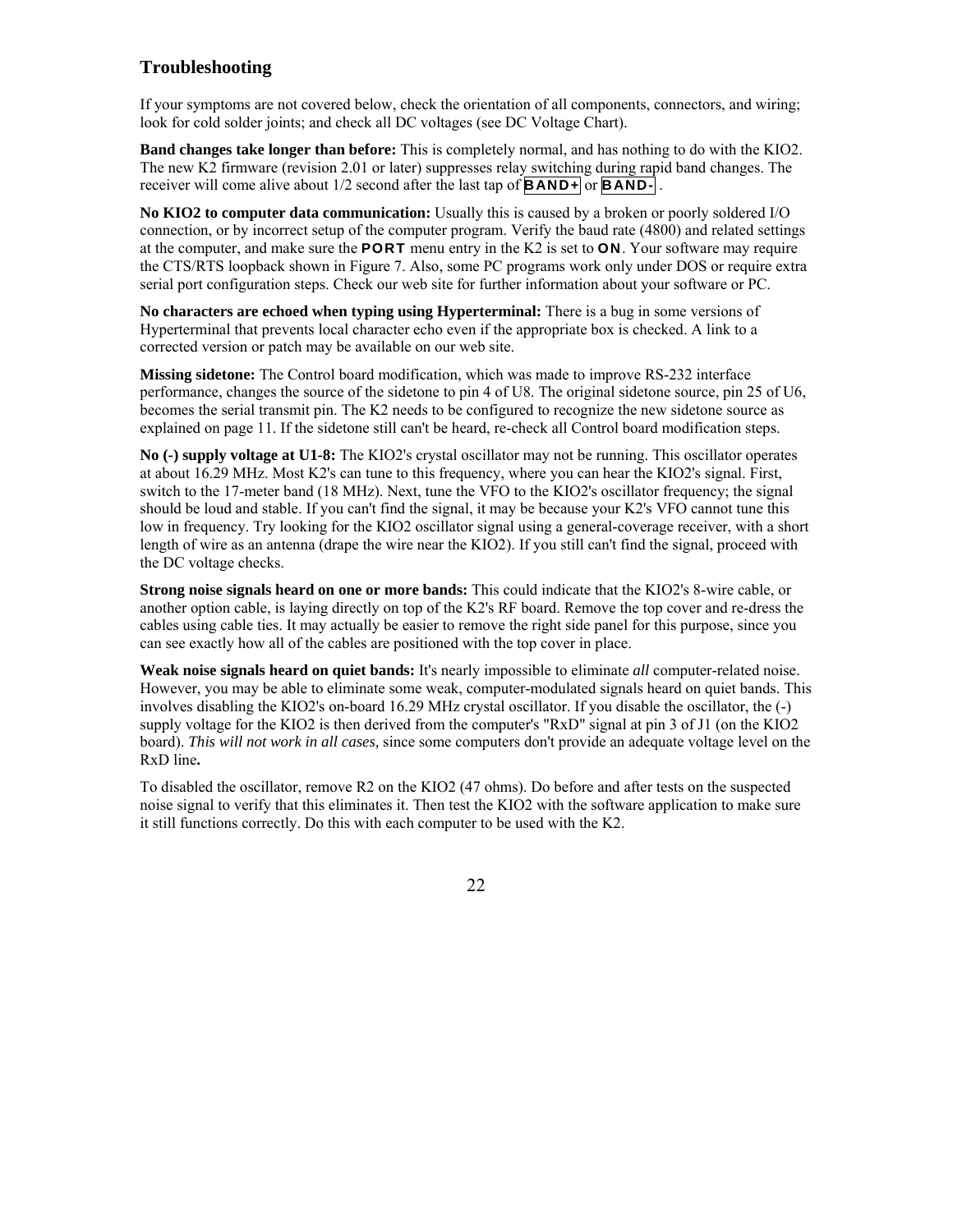## Troubleshooting

If your symptoms are not covered below, check the orientation of all components, connectors, and wiring; look for cold solder joints; and check all DC voltages (see DC Voltage Chart).

**Band changes take longer than before:** This is completely normal, and has nothing to do with the KIO2. The new K2 firmware (revision 2.01 or later) suppresses relay switching during rapid band changes. The receiver will come alive about 1/2 second after the last tap of **BAND+** or **BAND-** .

**No KIO2 to computer data communication:** Usually this is caused by a broken or poorly soldered I/O connection, or by incorrect setup of the computer program. Verify the baud rate (4800) and related settings at the computer, and make sure the **PORT** menu entry in the K2 is set to **ON**. Your software may require the CTS/RTS loopback shown in Figure 7. Also, some PC programs work only under DOS or require extra serial port configuration steps. Check our web site for further information about your software or PC.

**No characters are echoed when typing using Hyperterminal:** There is a bug in some versions of Hyperterminal that prevents local character echo even if the appropriate box is checked. A link to a corrected version or patch may be available on our web site.

**Missing sidetone:** The Control board modification, which was made to improve RS-232 interface performance, changes the source of the sidetone to pin 4 of U8. The original sidetone source, pin 25 of U6, becomes the serial transmit pin. The K2 needs to be configured to recognize the new sidetone source as explained on page 11. If the sidetone still can't be heard, re-check all Control board modification steps.

**No (-) supply voltage at U1-8:** The KIO2's crystal oscillator may not be running. This oscillator operates at about 16.29 MHz. Most K2's can tune to this frequency, where you can hear the KIO2's signal. First, switch to the 17-meter band (18 MHz). Next, tune the VFO to the KIO2's oscillator frequency; the signal should be loud and stable. If you can't find the signal, it may be because your K2's VFO cannot tune this low in frequency. Try looking for the KIO2 oscillator signal using a general-coverage receiver, with a short length of wire as an antenna (drape the wire near the KIO2). If you still can't find the signal, proceed with the DC voltage checks.

**Strong noise signals heard on one or more bands:** This could indicate that the KIO2's 8-wire cable, or another option cable, is laying directly on top of the K2's RF board. Remove the top cover and re-dress the cables using cable ties. It may actually be easier to remove the right side panel for this purpose, since you can see exactly how all of the cables are positioned with the top cover in place.

**Weak noise signals heard on quiet bands:** It's nearly impossible to eliminate *all* computer-related noise. However, you may be able to eliminate some weak, computer-modulated signals heard on quiet bands. This involves disabling the KIO2's on-board 16.29 MHz crystal oscillator. If you disable the oscillator, the (-) supply voltage for the KIO2 is then derived from the computer's "RxD" signal at pin 3 of J1 (on the KIO2 board). *This will not work in all cases,* since some computers don't provide an adequate voltage level on the RxD line**.**

To disabled the oscillator, remove R2 on the KIO2 (47 ohms). Do before and after tests on the suspected noise signal to verify that this eliminates it. Then test the KIO2 with the software application to make sure it still functions correctly. Do this with each computer to be used with the K2.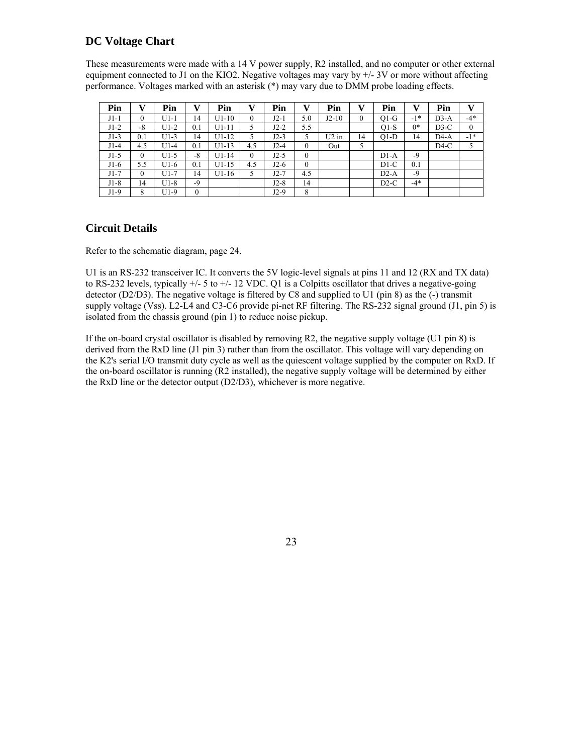## DC Voltage Chart

These measurements were made with a 14 V power supply, R2 installed, and no computer or other external equipment connected to J1 on the KIO2. Negative voltages may vary by +/- 3V or more without affecting performance. Voltages marked with an asterisk (*) may vary due to DMM probe loading effects.

| Pin | V | Pin | V | Pin | V | Pin | V | Pin | V | Pin | V | Pin | V |
|---|---|---|---|---|---|---|---|---|---|---|---|---|---|
| J1-1 | 0 | U1-1 | 14 | U1-10 | 0 | J2-1 | 5.0 | J2-10 | 0 | Q1-G | -1* | D3-A | -4* |
| J1-2 | -8 | U1-2 | 0.1 | U1-11 | 5 | J2-2 | 5.5 | | | Q1-S | 0* | D3-C | 0 |
| J1-3 | 0.1 | U1-3 | 14 | U1-12 | 5 | J2-3 | 5 | U2 in | 14 | Q1-D | 14 | D4-A | -1* |
| J1-4 | 4.5 | U1-4 | 0.1 | U1-13 | 4.5 | J2-4 | 0 | Out | 5 | | | D4-C | 5 |
| J1-5 | 0 | U1-5 | -8 | U1-14 | 0 | J2-5 | 0 | | | D1-A | -9 | | |
| J1-6 | 5.5 | U1-6 | 0.1 | U1-15 | 4.5 | J2-6 | 0 | | | D1-C | 0.1 | | |
| J1-7 | 0 | U1-7 | 14 | U1-16 | 5 | J2-7 | 4.5 | | | D2-A | -9 | | |
| J1-8 | 14 | U1-8 | -9 | | | J2-8 | 14 | | | D2-C | -4* | | |
| J1-9 | 8 | U1-9 | 0 | | | J2-9 | 8 | | | | | | |

## Circuit Details

Refer to the schematic diagram, page 24.

U1 is an RS-232 transceiver IC. It converts the 5V logic-level signals at pins 11 and 12 (RX and TX data) to RS-232 levels, typically +/- 5 to +/- 12 VDC. Q1 is a Colpitts oscillator that drives a negative-going detector (D2/D3). The negative voltage is filtered by C8 and supplied to U1 (pin 8) as the (-) transmit supply voltage (Vss). L2-L4 and C3-C6 provide pi-net RF filtering. The RS-232 signal ground (J1, pin 5) is isolated from the chassis ground (pin 1) to reduce noise pickup.

If the on-board crystal oscillator is disabled by removing R2, the negative supply voltage (U1 pin 8) is derived from the RxD line (J1 pin 3) rather than from the oscillator. This voltage will vary depending on the K2's serial I/O transmit duty cycle as well as the quiescent voltage supplied by the computer on RxD. If the on-board oscillator is running (R2 installed), the negative supply voltage will be determined by either the RxD line or the detector output (D2/D3), whichever is more negative.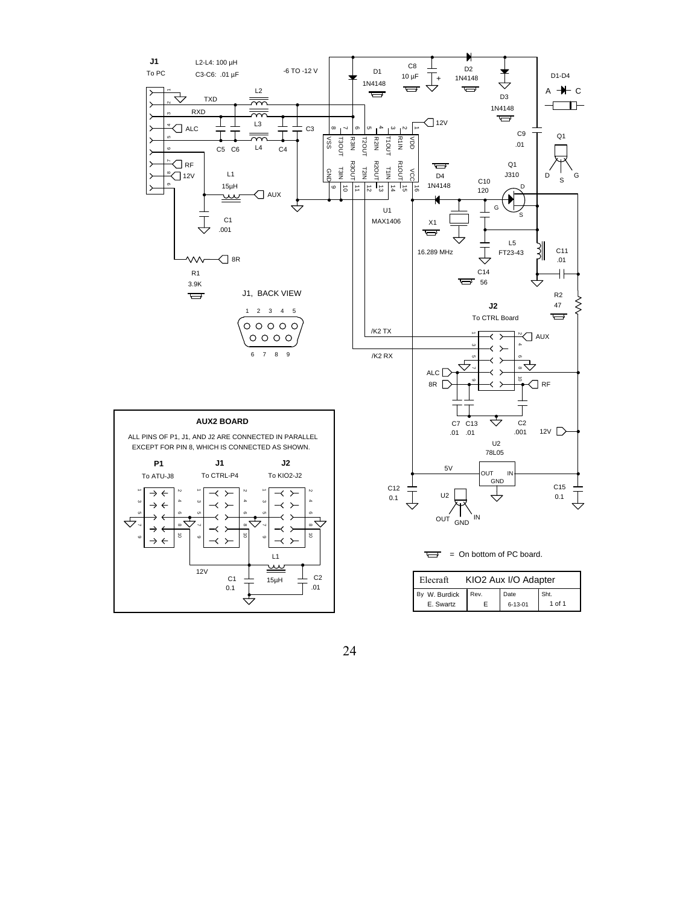J1
To PC

L2-L4: 100 µH
C3-C6: .01 µF

-6 TO -12 V

D1-D4

J1, BACK VIEW

J2
To CTRL Board

U1
MAX1406

X1
16.289 MHz

Q1
J310

U2
78L05

**AUX2 BOARD**

ALL PINS OF P1, J1, AND J2 ARE CONNECTED IN PARALLEL EXCEPT FOR PIN 8, WHICH IS CONNECTED AS SHOWN.

| P1 | J1 | J2 |
|---|---|---|
| To ATU-J8 | To CTRL-P4 | To KIO2-J2 |

= On bottom of PC board.

| Elecraft | KIO2 Aux I/O Adapter | | |
|---|---|---|---|
| By W. Burdick E. Swartz | Rev. E | Date 6-13-01 | Sht. 1 of 1 |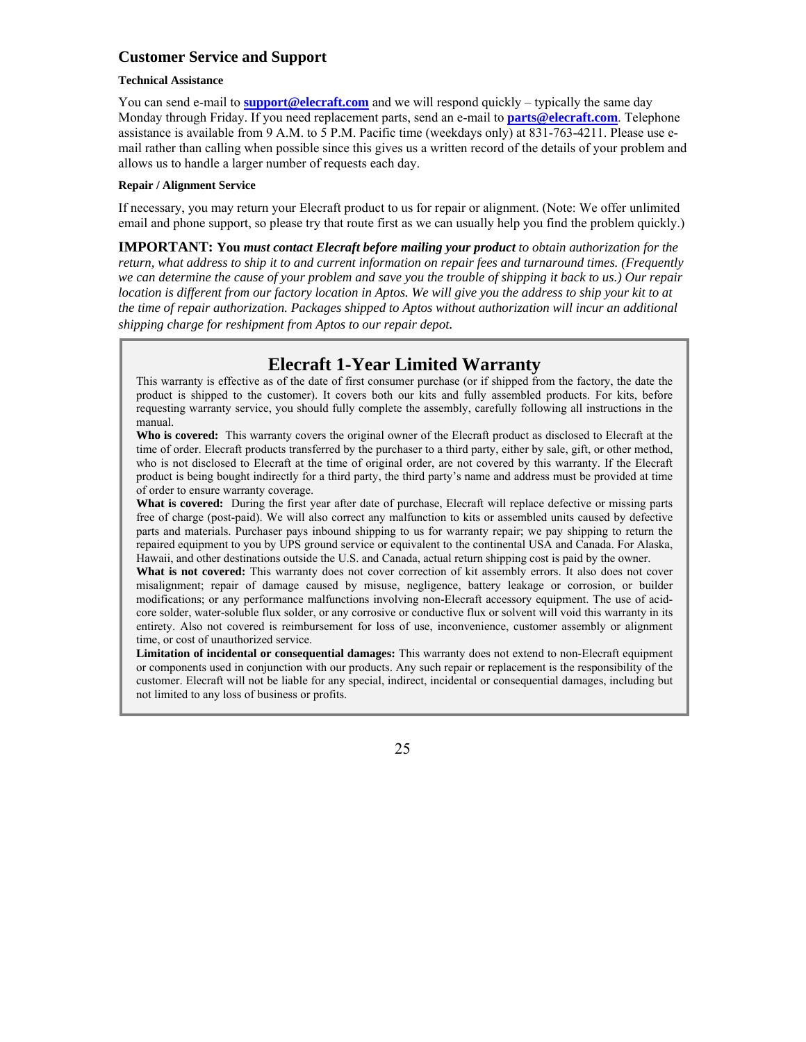## Customer Service and Support

#### Technical Assistance

You can send e-mail to **support@elecraft.com** and we will respond quickly – typically the same day Monday through Friday. If you need replacement parts, send an e-mail to **parts@elecraft.com**. Telephone assistance is available from 9 A.M. to 5 P.M. Pacific time (weekdays only) at 831-763-4211. Please use e-mail rather than calling when possible since this gives us a written record of the details of your problem and allows us to handle a larger number of requests each day.

#### Repair / Alignment Service

If necessary, you may return your Elecraft product to us for repair or alignment. (Note: We offer unlimited email and phone support, so please try that route first as we can usually help you find the problem quickly.)

**IMPORTANT: You** ***must contact Elecraft before mailing your product*** *to obtain authorization for the return, what address to ship it to and current information on repair fees and turnaround times. (Frequently we can determine the cause of your problem and save you the trouble of shipping it back to us.) Our repair location is different from our factory location in Aptos. We will give you the address to ship your kit to at the time of repair authorization. Packages shipped to Aptos without authorization will incur an additional shipping charge for reshipment from Aptos to our repair depot.*

## Elecraft 1-Year Limited Warranty

This warranty is effective as of the date of first consumer purchase (or if shipped from the factory, the date the product is shipped to the customer). It covers both our kits and fully assembled products. For kits, before requesting warranty service, you should fully complete the assembly, carefully following all instructions in the manual.

**Who is covered:** This warranty covers the original owner of the Elecraft product as disclosed to Elecraft at the time of order. Elecraft products transferred by the purchaser to a third party, either by sale, gift, or other method, who is not disclosed to Elecraft at the time of original order, are not covered by this warranty. If the Elecraft product is being bought indirectly for a third party, the third party's name and address must be provided at time of order to ensure warranty coverage.

**What is covered:** During the first year after date of purchase, Elecraft will replace defective or missing parts free of charge (post-paid). We will also correct any malfunction to kits or assembled units caused by defective parts and materials. Purchaser pays inbound shipping to us for warranty repair; we pay shipping to return the repaired equipment to you by UPS ground service or equivalent to the continental USA and Canada. For Alaska, Hawaii, and other destinations outside the U.S. and Canada, actual return shipping cost is paid by the owner.

**What is not covered:** This warranty does not cover correction of kit assembly errors. It also does not cover misalignment; repair of damage caused by misuse, negligence, battery leakage or corrosion, or builder modifications; or any performance malfunctions involving non-Elecraft accessory equipment. The use of acid-core solder, water-soluble flux solder, or any corrosive or conductive flux or solvent will void this warranty in its entirety. Also not covered is reimbursement for loss of use, inconvenience, customer assembly or alignment time, or cost of unauthorized service.

**Limitation of incidental or consequential damages:** This warranty does not extend to non-Elecraft equipment or components used in conjunction with our products. Any such repair or replacement is the responsibility of the customer. Elecraft will not be liable for any special, indirect, incidental or consequential damages, including but not limited to any loss of business or profits.